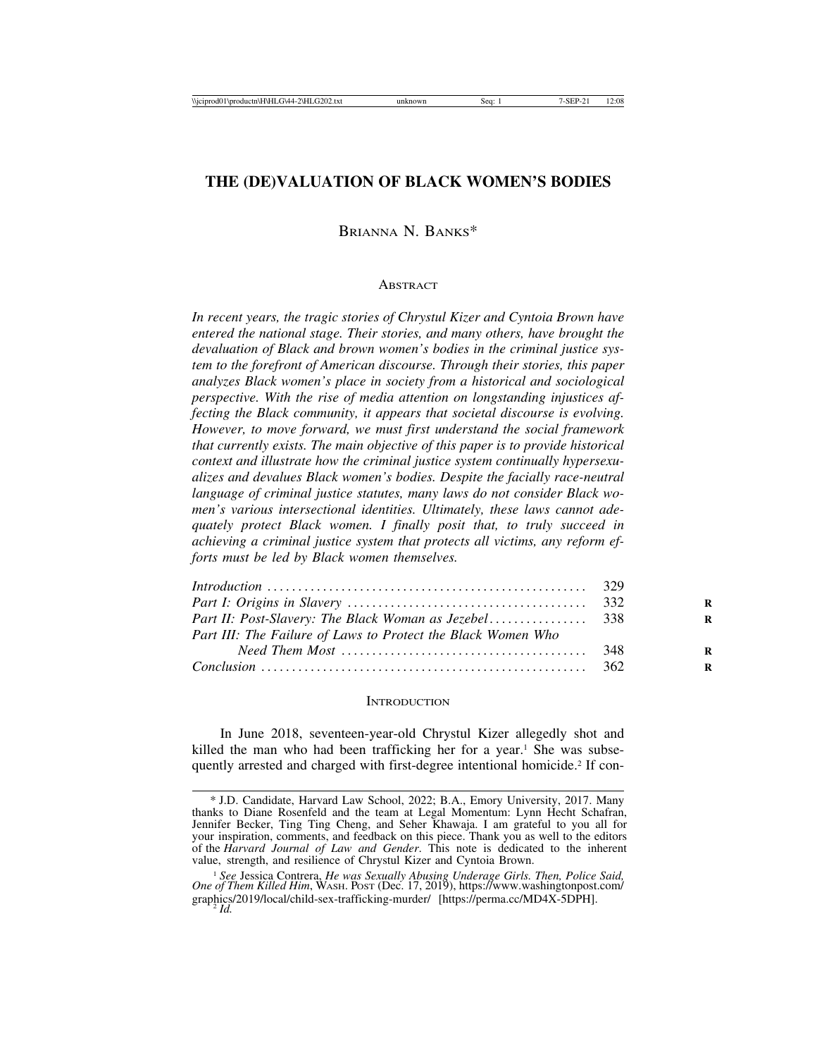# THE (DE)VALUATION OF BLACK WOMEN'S BODIES

BRIANNA N. BANKS*

## ABSTRACT

*In recent years, the tragic stories of Chrystul Kizer and Cyntoia Brown have entered the national stage. Their stories, and many others, have brought the devaluation of Black and brown women's bodies in the criminal justice system to the forefront of American discourse. Through their stories, this paper analyzes Black women's place in society from a historical and sociological perspective. With the rise of media attention on longstanding injustices affecting the Black community, it appears that societal discourse is evolving. However, to move forward, we must first understand the social framework that currently exists. The main objective of this paper is to provide historical context and illustrate how the criminal justice system continually hypersexualizes and devalues Black women's bodies. Despite the facially race-neutral language of criminal justice statutes, many laws do not consider Black women's various intersectional identities. Ultimately, these laws cannot adequately protect Black women. I finally posit that, to truly succeed in achieving a criminal justice system that protects all victims, any reform efforts must be led by Black women themselves.*

| | |
|---|---|
| *Introduction* | 329 |
| *Part I: Origins in Slavery* | 332 |
| *Part II: Post-Slavery: The Black Woman as Jezebel* | 338 |
| *Part III: The Failure of Laws to Protect the Black Women Who Need Them Most* | 348 |
| *Conclusion* | 362 |

## INTRODUCTION

In June 2018, seventeen-year-old Chrystul Kizer allegedly shot and killed the man who had been trafficking her for a year.[1] She was subsequently arrested and charged with first-degree intentional homicide.[2] If con-

---

\* J.D. Candidate, Harvard Law School, 2022; B.A., Emory University, 2017. Many thanks to Diane Rosenfeld and the team at Legal Momentum: Lynn Hecht Schafran, Jennifer Becker, Ting Ting Cheng, and Seher Khawaja. I am grateful to you all for your inspiration, comments, and feedback on this piece. Thank you as well to the editors of the *Harvard Journal of Law and Gender*. This note is dedicated to the inherent value, strength, and resilience of Chrystul Kizer and Cyntoia Brown.

[1] *See* Jessica Contrera, *He was Sexually Abusing Underage Girls. Then, Police Said, One of Them Killed Him*, WASH. POST (Dec. 17, 2019), https://www.washingtonpost.com/graphics/2019/local/child-sex-trafficking-murder/ [https://perma.cc/MD4X-5DPH].

[2] *Id.*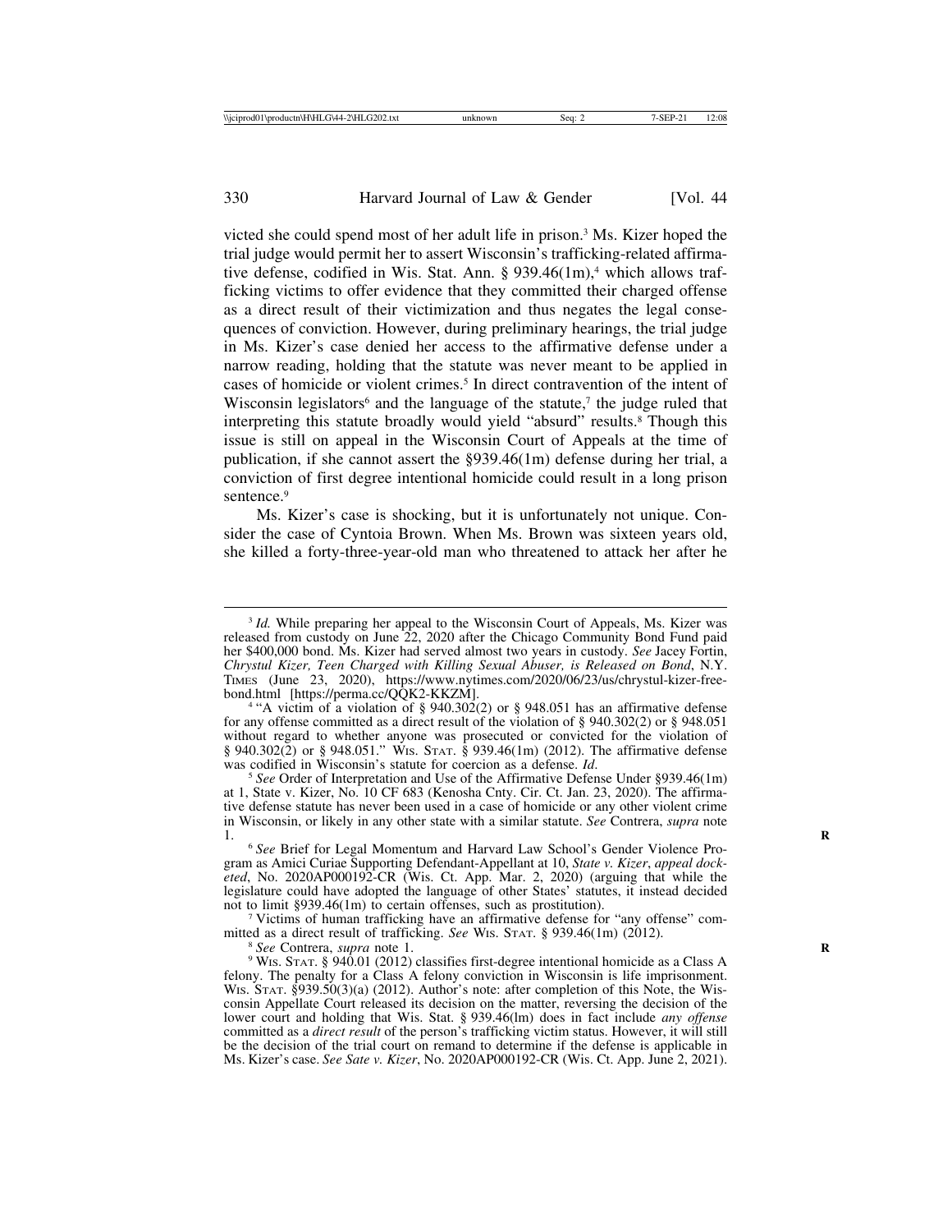victed she could spend most of her adult life in prison.[3] Ms. Kizer hoped the trial judge would permit her to assert Wisconsin's trafficking-related affirmative defense, codified in Wis. Stat. Ann. § 939.46(1m),[4] which allows trafficking victims to offer evidence that they committed their charged offense as a direct result of their victimization and thus negates the legal consequences of conviction. However, during preliminary hearings, the trial judge in Ms. Kizer's case denied her access to the affirmative defense under a narrow reading, holding that the statute was never meant to be applied in cases of homicide or violent crimes.[5] In direct contravention of the intent of Wisconsin legislators[6] and the language of the statute,[7] the judge ruled that interpreting this statute broadly would yield "absurd" results.[8] Though this issue is still on appeal in the Wisconsin Court of Appeals at the time of publication, if she cannot assert the §939.46(1m) defense during her trial, a conviction of first degree intentional homicide could result in a long prison sentence.[9]

Ms. Kizer's case is shocking, but it is unfortunately not unique. Consider the case of Cyntoia Brown. When Ms. Brown was sixteen years old, she killed a forty-three-year-old man who threatened to attack her after he

---

[3] *Id.* While preparing her appeal to the Wisconsin Court of Appeals, Ms. Kizer was released from custody on June 22, 2020 after the Chicago Community Bond Fund paid her $400,000 bond. Ms. Kizer had served almost two years in custody. *See* Jacey Fortin, *Chrystul Kizer, Teen Charged with Killing Sexual Abuser, is Released on Bond*, N.Y. TIMES (June 23, 2020), https://www.nytimes.com/2020/06/23/us/chrystul-kizer-free-bond.html [https://perma.cc/QQK2-KKZM].

[4] "A victim of a violation of § 940.302(2) or § 948.051 has an affirmative defense for any offense committed as a direct result of the violation of § 940.302(2) or § 948.051 without regard to whether anyone was prosecuted or convicted for the violation of § 940.302(2) or § 948.051." WIS. STAT. § 939.46(1m) (2012). The affirmative defense was codified in Wisconsin's statute for coercion as a defense. *Id*.

[5] *See* Order of Interpretation and Use of the Affirmative Defense Under §939.46(1m) at 1, State v. Kizer, No. 10 CF 683 (Kenosha Cnty. Cir. Ct. Jan. 23, 2020). The affirmative defense statute has never been used in a case of homicide or any other violent crime in Wisconsin, or likely in any other state with a similar statute. *See* Contrera, *supra* note 1.

[6] *See* Brief for Legal Momentum and Harvard Law School's Gender Violence Program as Amici Curiae Supporting Defendant-Appellant at 10, *State v. Kizer*, *appeal docketed*, No. 2020AP000192-CR (Wis. Ct. App. Mar. 2, 2020) (arguing that while the legislature could have adopted the language of other States' statutes, it instead decided not to limit §939.46(1m) to certain offenses, such as prostitution).

[7] Victims of human trafficking have an affirmative defense for "any offense" committed as a direct result of trafficking. *See* WIS. STAT. § 939.46(1m) (2012).

[8] *See* Contrera, *supra* note 1.

[9] WIS. STAT. § 940.01 (2012) classifies first-degree intentional homicide as a Class A felony. The penalty for a Class A felony conviction in Wisconsin is life imprisonment. WIS. STAT. §939.50(3)(a) (2012). Author's note: after completion of this Note, the Wisconsin Appellate Court released its decision on the matter, reversing the decision of the lower court and holding that Wis. Stat. § 939.46(lm) does in fact include *any offense* committed as a *direct result* of the person's trafficking victim status. However, it will still be the decision of the trial court on remand to determine if the defense is applicable in Ms. Kizer's case. *See Sate v. Kizer*, No. 2020AP000192-CR (Wis. Ct. App. June 2, 2021).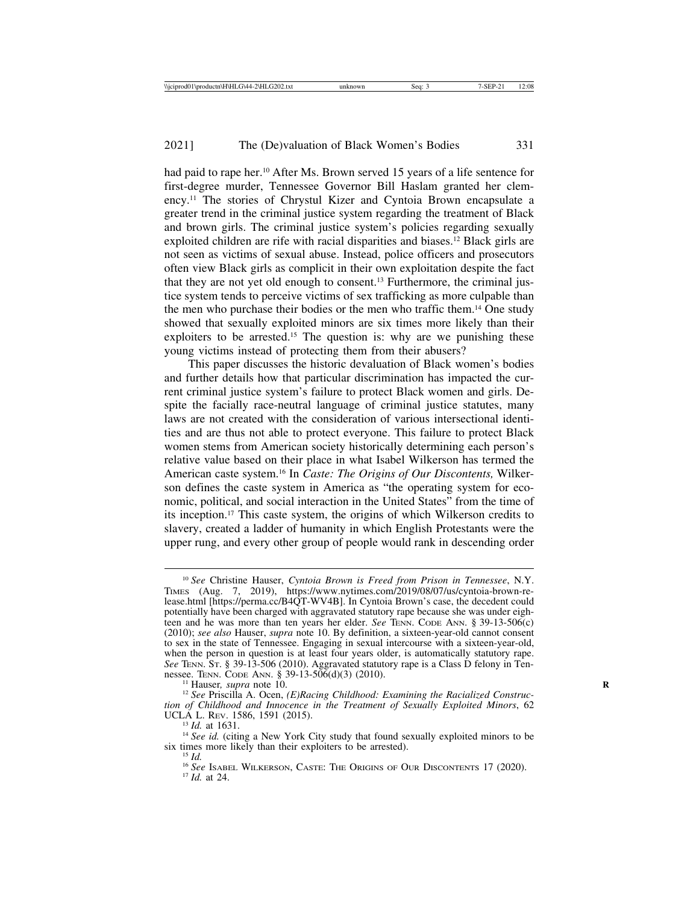had paid to rape her.[10] After Ms. Brown served 15 years of a life sentence for first-degree murder, Tennessee Governor Bill Haslam granted her clemency.[11] The stories of Chrystul Kizer and Cyntoia Brown encapsulate a greater trend in the criminal justice system regarding the treatment of Black and brown girls. The criminal justice system's policies regarding sexually exploited children are rife with racial disparities and biases.[12] Black girls are not seen as victims of sexual abuse. Instead, police officers and prosecutors often view Black girls as complicit in their own exploitation despite the fact that they are not yet old enough to consent.[13] Furthermore, the criminal justice system tends to perceive victims of sex trafficking as more culpable than the men who purchase their bodies or the men who traffic them.[14] One study showed that sexually exploited minors are six times more likely than their exploiters to be arrested.[15] The question is: why are we punishing these young victims instead of protecting them from their abusers?

This paper discusses the historic devaluation of Black women's bodies and further details how that particular discrimination has impacted the current criminal justice system's failure to protect Black women and girls. Despite the facially race-neutral language of criminal justice statutes, many laws are not created with the consideration of various intersectional identities and are thus not able to protect everyone. This failure to protect Black women stems from American society historically determining each person's relative value based on their place in what Isabel Wilkerson has termed the American caste system.[16] In *Caste: The Origins of Our Discontents,* Wilkerson defines the caste system in America as "the operating system for economic, political, and social interaction in the United States" from the time of its inception.[17] This caste system, the origins of which Wilkerson credits to slavery, created a ladder of humanity in which English Protestants were the upper rung, and every other group of people would rank in descending order

---

[10] *See* Christine Hauser, *Cyntoia Brown is Freed from Prison in Tennessee*, N.Y. TIMES (Aug. 7, 2019), https://www.nytimes.com/2019/08/07/us/cyntoia-brown-release.html [https://perma.cc/B4QT-WV4B]. In Cyntoia Brown's case, the decedent could potentially have been charged with aggravated statutory rape because she was under eighteen and he was more than ten years her elder. *See* TENN. CODE ANN. § 39-13-506(c) (2010); *see also* Hauser, *supra* note 10. By definition, a sixteen-year-old cannot consent to sex in the state of Tennessee. Engaging in sexual intercourse with a sixteen-year-old, when the person in question is at least four years older, is automatically statutory rape. *See* TENN. ST. § 39-13-506 (2010). Aggravated statutory rape is a Class D felony in Tennessee. TENN. CODE ANN. § 39-13-506(d)(3) (2010).

[11] Hauser*, supra* note 10.

[12] *See* Priscilla A. Ocen, *(E)Racing Childhood: Examining the Racialized Construction of Childhood and Innocence in the Treatment of Sexually Exploited Minors*, 62 UCLA L. REV. 1586, 1591 (2015).

[13] *Id.* at 1631.

[14] *See id.* (citing a New York City study that found sexually exploited minors to be six times more likely than their exploiters to be arrested).

[15] *Id.*

[16] *See* ISABEL WILKERSON, CASTE: THE ORIGINS OF OUR DISCONTENTS 17 (2020).

[17] *Id.* at 24.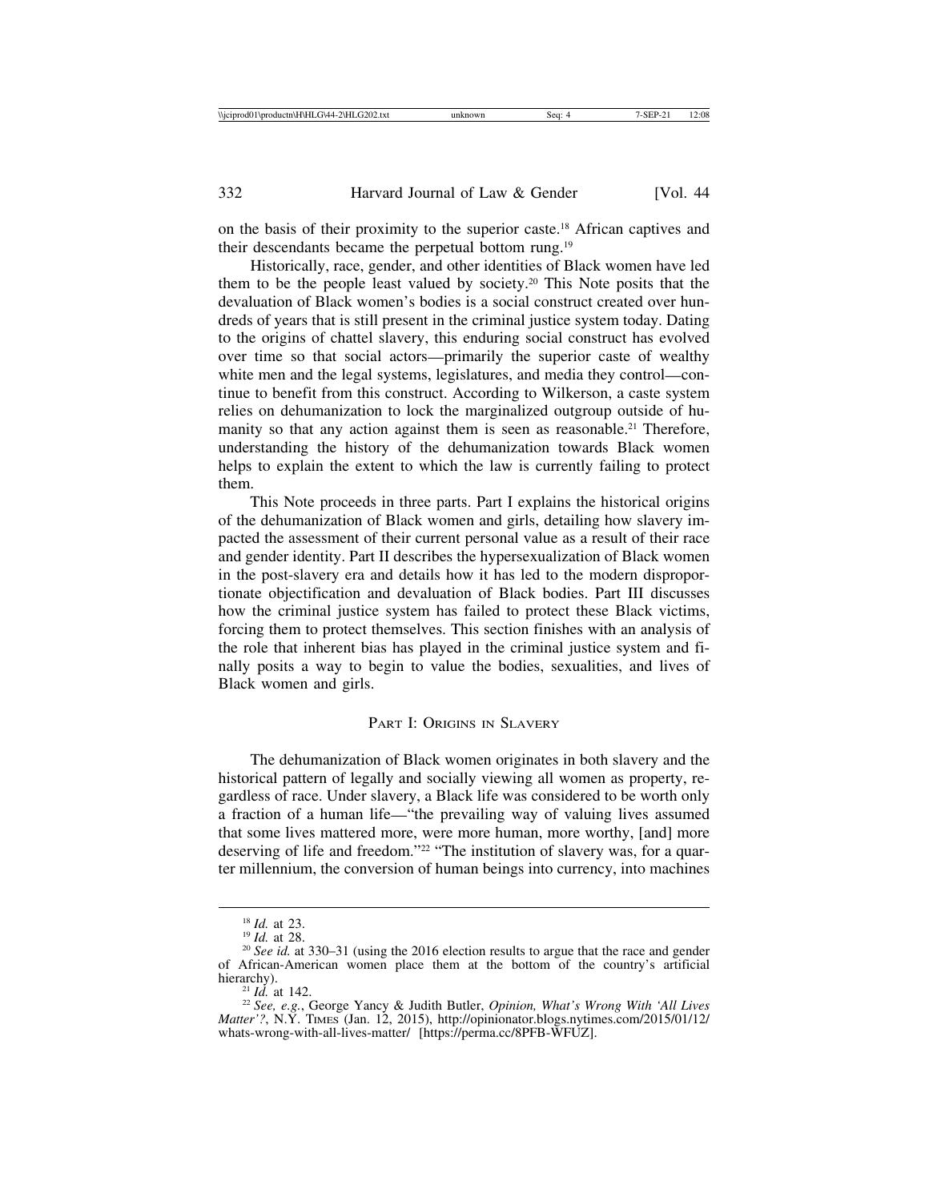on the basis of their proximity to the superior caste.[18] African captives and their descendants became the perpetual bottom rung.[19]

Historically, race, gender, and other identities of Black women have led them to be the people least valued by society.[20] This Note posits that the devaluation of Black women's bodies is a social construct created over hundreds of years that is still present in the criminal justice system today. Dating to the origins of chattel slavery, this enduring social construct has evolved over time so that social actors—primarily the superior caste of wealthy white men and the legal systems, legislatures, and media they control—continue to benefit from this construct. According to Wilkerson, a caste system relies on dehumanization to lock the marginalized outgroup outside of humanity so that any action against them is seen as reasonable.[21] Therefore, understanding the history of the dehumanization towards Black women helps to explain the extent to which the law is currently failing to protect them.

This Note proceeds in three parts. Part I explains the historical origins of the dehumanization of Black women and girls, detailing how slavery impacted the assessment of their current personal value as a result of their race and gender identity. Part II describes the hypersexualization of Black women in the post-slavery era and details how it has led to the modern disproportionate objectification and devaluation of Black bodies. Part III discusses how the criminal justice system has failed to protect these Black victims, forcing them to protect themselves. This section finishes with an analysis of the role that inherent bias has played in the criminal justice system and finally posits a way to begin to value the bodies, sexualities, and lives of Black women and girls.

## Part I: Origins in Slavery

The dehumanization of Black women originates in both slavery and the historical pattern of legally and socially viewing all women as property, regardless of race. Under slavery, a Black life was considered to be worth only a fraction of a human life—"the prevailing way of valuing lives assumed that some lives mattered more, were more human, more worthy, [and] more deserving of life and freedom."[22] "The institution of slavery was, for a quarter millennium, the conversion of human beings into currency, into machines

---

[18] *Id.* at 23.

[19] *Id.* at 28.

[20] *See id.* at 330–31 (using the 2016 election results to argue that the race and gender of African-American women place them at the bottom of the country's artificial hierarchy).

[21] *Id.* at 142.

[22] *See, e.g.*, George Yancy & Judith Butler, *Opinion, What's Wrong With 'All Lives Matter'?*, N.Y. Times (Jan. 12, 2015), http://opinionator.blogs.nytimes.com/2015/01/12/whats-wrong-with-all-lives-matter/ [https://perma.cc/8PFB-WFUZ].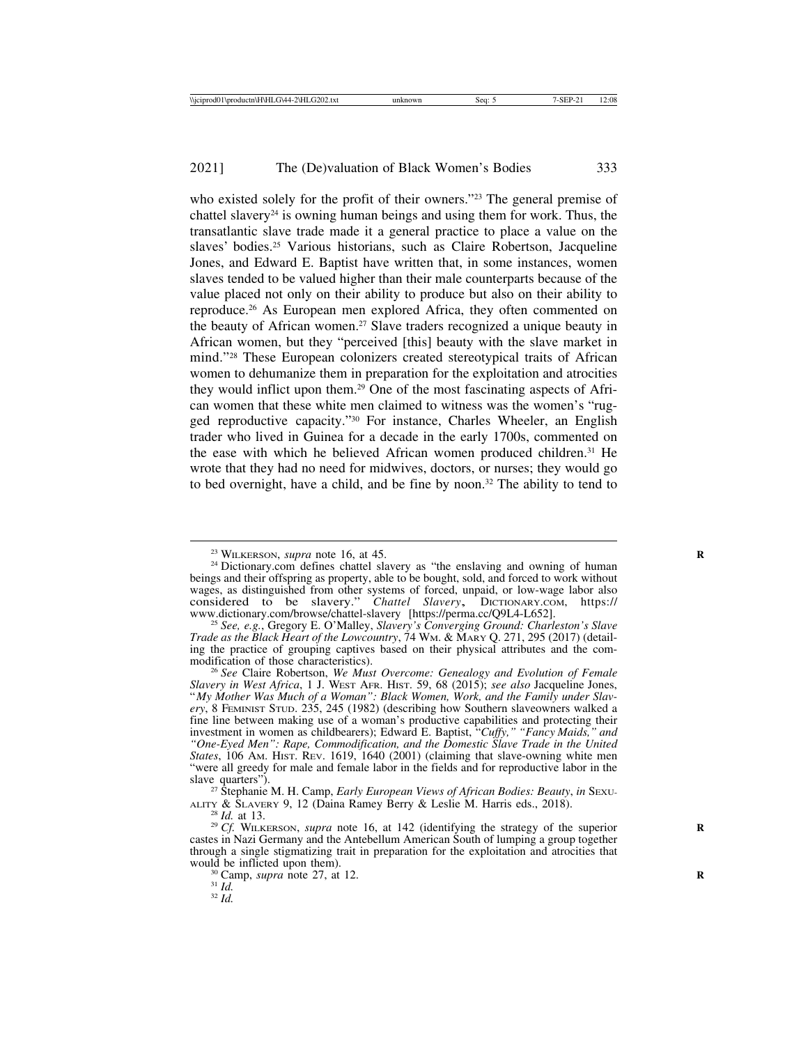who existed solely for the profit of their owners."[23] The general premise of chattel slavery[24] is owning human beings and using them for work. Thus, the transatlantic slave trade made it a general practice to place a value on the slaves' bodies.[25] Various historians, such as Claire Robertson, Jacqueline Jones, and Edward E. Baptist have written that, in some instances, women slaves tended to be valued higher than their male counterparts because of the value placed not only on their ability to produce but also on their ability to reproduce.[26] As European men explored Africa, they often commented on the beauty of African women.[27] Slave traders recognized a unique beauty in African women, but they "perceived [this] beauty with the slave market in mind."[28] These European colonizers created stereotypical traits of African women to dehumanize them in preparation for the exploitation and atrocities they would inflict upon them.[29] One of the most fascinating aspects of African women that these white men claimed to witness was the women's "rugged reproductive capacity."[30] For instance, Charles Wheeler, an English trader who lived in Guinea for a decade in the early 1700s, commented on the ease with which he believed African women produced children.[31] He wrote that they had no need for midwives, doctors, or nurses; they would go to bed overnight, have a child, and be fine by noon.[32] The ability to tend to

---

[23] WILKERSON, *supra* note 16, at 45.

[24] Dictionary.com defines chattel slavery as "the enslaving and owning of human beings and their offspring as property, able to be bought, sold, and forced to work without wages, as distinguished from other systems of forced, unpaid, or low-wage labor also considered to be slavery." *Chattel Slavery*, DICTIONARY.COM, https://www.dictionary.com/browse/chattel-slavery [https://perma.cc/Q9L4-L652].

[25] *See, e.g.*, Gregory E. O'Malley, *Slavery's Converging Ground: Charleston's Slave Trade as the Black Heart of the Lowcountry*, 74 WM. & MARY Q. 271, 295 (2017) (detailing the practice of grouping captives based on their physical attributes and the commodification of those characteristics).

[26] *See* Claire Robertson, *We Must Overcome: Genealogy and Evolution of Female Slavery in West Africa*, 1 J. WEST AFR. HIST. 59, 68 (2015); *see also* Jacqueline Jones, "*My Mother Was Much of a Woman": Black Women, Work, and the Family under Slavery*, 8 FEMINIST STUD. 235, 245 (1982) (describing how Southern slaveowners walked a fine line between making use of a woman's productive capabilities and protecting their investment in women as childbearers); Edward E. Baptist, "*Cuffy," "Fancy Maids," and "One-Eyed Men": Rape, Commodification, and the Domestic Slave Trade in the United States*, 106 AM. HIST. REV. 1619, 1640 (2001) (claiming that slave-owning white men "were all greedy for male and female labor in the fields and for reproductive labor in the slave quarters").

[27] Stephanie M. H. Camp, *Early European Views of African Bodies: Beauty*, *in* SEXUALITY & SLAVERY 9, 12 (Daina Ramey Berry & Leslie M. Harris eds., 2018).

[28] *Id.* at 13.

[29] *Cf.* WILKERSON, *supra* note 16, at 142 (identifying the strategy of the superior castes in Nazi Germany and the Antebellum American South of lumping a group together through a single stigmatizing trait in preparation for the exploitation and atrocities that would be inflicted upon them).

[30] Camp, *supra* note 27, at 12.

[31] *Id.*

[32] *Id.*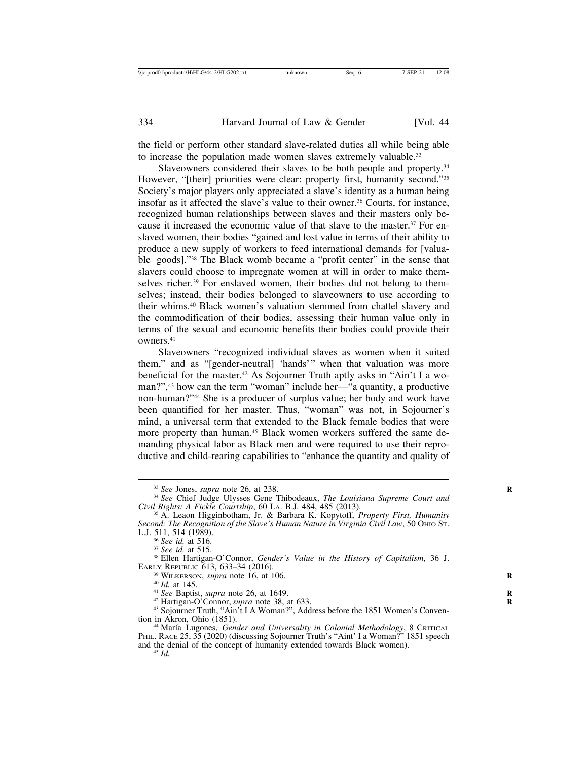the field or perform other standard slave-related duties all while being able to increase the population made women slaves extremely valuable.[33]

Slaveowners considered their slaves to be both people and property.[34] However, "[their] priorities were clear: property first, humanity second."[35] Society's major players only appreciated a slave's identity as a human being insofar as it affected the slave's value to their owner.[36] Courts, for instance, recognized human relationships between slaves and their masters only because it increased the economic value of that slave to the master.[37] For enslaved women, their bodies "gained and lost value in terms of their ability to produce a new supply of workers to feed international demands for [valuable goods]."[38] The Black womb became a "profit center" in the sense that slavers could choose to impregnate women at will in order to make themselves richer.[39] For enslaved women, their bodies did not belong to themselves; instead, their bodies belonged to slaveowners to use according to their whims.[40] Black women's valuation stemmed from chattel slavery and the commodification of their bodies, assessing their human value only in terms of the sexual and economic benefits their bodies could provide their owners.[41]

Slaveowners "recognized individual slaves as women when it suited them," and as "[gender-neutral] 'hands'" when that valuation was more beneficial for the master.[42] As Sojourner Truth aptly asks in "Ain't I a woman?",[43] how can the term "woman" include her—"a quantity, a productive non-human?"[44] She is a producer of surplus value; her body and work have been quantified for her master. Thus, "woman" was not, in Sojourner's mind, a universal term that extended to the Black female bodies that were more property than human.[45] Black women workers suffered the same demanding physical labor as Black men and were required to use their reproductive and child-rearing capabilities to "enhance the quantity and quality of

---

[33] *See* Jones, *supra* note 26, at 238.

[34] *See* Chief Judge Ulysses Gene Thibodeaux, *The Louisiana Supreme Court and Civil Rights: A Fickle Courtship*, 60 LA. B.J. 484, 485 (2013).

[35] A. Leaon Higginbotham, Jr. & Barbara K. Kopytoff, *Property First, Humanity Second: The Recognition of the Slave's Human Nature in Virginia Civil Law*, 50 OHIO ST. L.J. 511, 514 (1989).

[36] *See id.* at 516.

[37] *See id.* at 515.

[38] Ellen Hartigan-O'Connor, *Gender's Value in the History of Capitalism*, 36 J. EARLY REPUBLIC 613, 633–34 (2016).

[39] WILKERSON, *supra* note 16, at 106.

[40] *Id.* at 145.

[41] *See* Baptist, *supra* note 26, at 1649.

[42] Hartigan-O'Connor, *supra* note 38, at 633.

[43] Sojourner Truth, "Ain't I A Woman?", Address before the 1851 Women's Convention in Akron, Ohio (1851).

[44] María Lugones, *Gender and Universality in Colonial Methodology*, 8 CRITICAL PHIL. RACE 25, 35 (2020) (discussing Sojourner Truth's "Aint' I a Woman?" 1851 speech and the denial of the concept of humanity extended towards Black women).

[45] *Id.*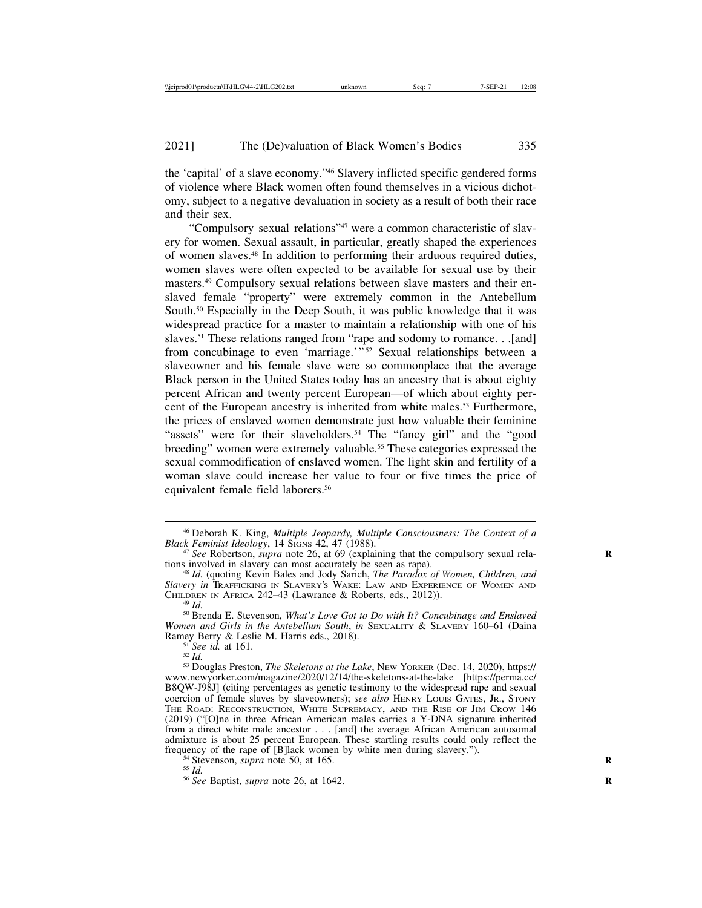the 'capital' of a slave economy."[46] Slavery inflicted specific gendered forms of violence where Black women often found themselves in a vicious dichotomy, subject to a negative devaluation in society as a result of both their race and their sex.

"Compulsory sexual relations"[47] were a common characteristic of slavery for women. Sexual assault, in particular, greatly shaped the experiences of women slaves.[48] In addition to performing their arduous required duties, women slaves were often expected to be available for sexual use by their masters.[49] Compulsory sexual relations between slave masters and their enslaved female "property" were extremely common in the Antebellum South.[50] Especially in the Deep South, it was public knowledge that it was widespread practice for a master to maintain a relationship with one of his slaves.[51] These relations ranged from "rape and sodomy to romance. . .[and] from concubinage to even 'marriage.'"[52] Sexual relationships between a slaveowner and his female slave were so commonplace that the average Black person in the United States today has an ancestry that is about eighty percent African and twenty percent European—of which about eighty percent of the European ancestry is inherited from white males.[53] Furthermore, the prices of enslaved women demonstrate just how valuable their feminine "assets" were for their slaveholders.[54] The "fancy girl" and the "good breeding" women were extremely valuable.[55] These categories expressed the sexual commodification of enslaved women. The light skin and fertility of a woman slave could increase her value to four or five times the price of equivalent female field laborers.[56]

---

[46] Deborah K. King, *Multiple Jeopardy, Multiple Consciousness: The Context of a Black Feminist Ideology*, 14 SIGNS 42, 47 (1988).

[47] *See* Robertson, *supra* note 26, at 69 (explaining that the compulsory sexual relations involved in slavery can most accurately be seen as rape).

[48] *Id.* (quoting Kevin Bales and Jody Sarich, *The Paradox of Women, Children, and Slavery in* TRAFFICKING IN SLAVERY'S WAKE: LAW AND EXPERIENCE OF WOMEN AND CHILDREN IN AFRICA 242–43 (Lawrance & Roberts, eds., 2012)).

[49] *Id.*

[50] Brenda E. Stevenson, *What's Love Got to Do with It? Concubinage and Enslaved Women and Girls in the Antebellum South*, *in* SEXUALITY & SLAVERY 160–61 (Daina Ramey Berry & Leslie M. Harris eds., 2018).

[51] *See id.* at 161.

[52] *Id.*

[53] Douglas Preston, *The Skeletons at the Lake*, NEW YORKER (Dec. 14, 2020), https://www.newyorker.com/magazine/2020/12/14/the-skeletons-at-the-lake [https://perma.cc/B8QW-J98J] (citing percentages as genetic testimony to the widespread rape and sexual coercion of female slaves by slaveowners); *see also* HENRY LOUIS GATES, JR., STONY THE ROAD: RECONSTRUCTION, WHITE SUPREMACY, AND THE RISE OF JIM CROW 146 (2019) ("[O]ne in three African American males carries a Y-DNA signature inherited from a direct white male ancestor . . . [and] the average African American autosomal admixture is about 25 percent European. These startling results could only reflect the frequency of the rape of [B]lack women by white men during slavery.").

[54] Stevenson, *supra* note 50, at 165.

[55] *Id.*

[56] *See* Baptist, *supra* note 26, at 1642.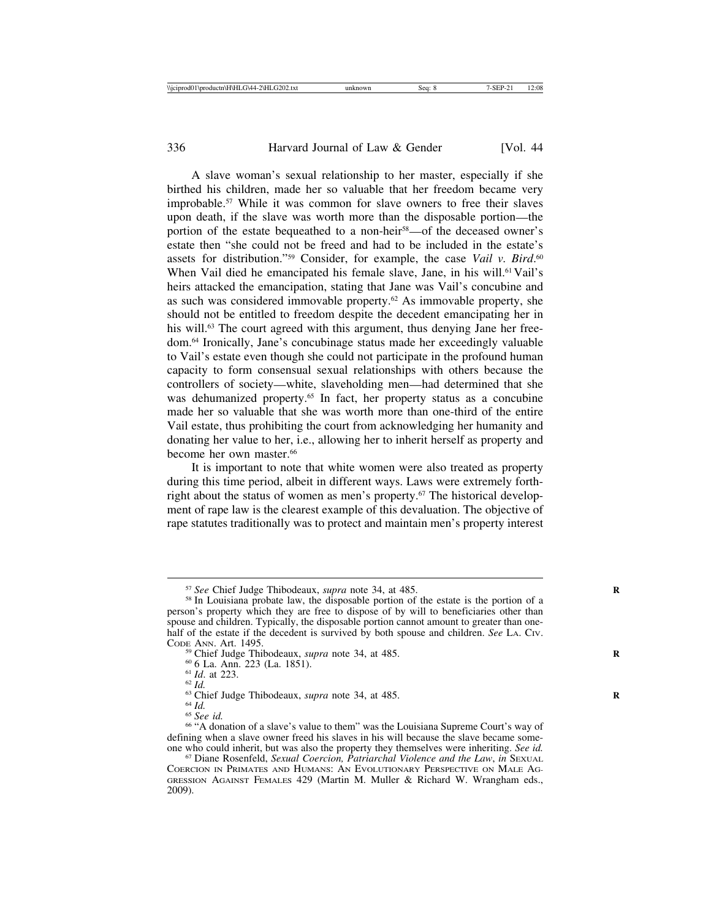A slave woman's sexual relationship to her master, especially if she birthed his children, made her so valuable that her freedom became very improbable.[57] While it was common for slave owners to free their slaves upon death, if the slave was worth more than the disposable portion—the portion of the estate bequeathed to a non-heir[58]—of the deceased owner's estate then "she could not be freed and had to be included in the estate's assets for distribution."[59] Consider, for example, the case *Vail v. Bird*.[60] When Vail died he emancipated his female slave, Jane, in his will.[61] Vail's heirs attacked the emancipation, stating that Jane was Vail's concubine and as such was considered immovable property.[62] As immovable property, she should not be entitled to freedom despite the decedent emancipating her in his will.[63] The court agreed with this argument, thus denying Jane her freedom.[64] Ironically, Jane's concubinage status made her exceedingly valuable to Vail's estate even though she could not participate in the profound human capacity to form consensual sexual relationships with others because the controllers of society—white, slaveholding men—had determined that she was dehumanized property.[65] In fact, her property status as a concubine made her so valuable that she was worth more than one-third of the entire Vail estate, thus prohibiting the court from acknowledging her humanity and donating her value to her, i.e., allowing her to inherit herself as property and become her own master.[66]

It is important to note that white women were also treated as property during this time period, albeit in different ways. Laws were extremely forthright about the status of women as men's property.[67] The historical development of rape law is the clearest example of this devaluation. The objective of rape statutes traditionally was to protect and maintain men's property interest

---

[57] *See* Chief Judge Thibodeaux, *supra* note 34, at 485.

[58] In Louisiana probate law, the disposable portion of the estate is the portion of a person's property which they are free to dispose of by will to beneficiaries other than spouse and children. Typically, the disposable portion cannot amount to greater than one-half of the estate if the decedent is survived by both spouse and children. *See* LA. CIV. CODE ANN. Art. 1495.

[59] Chief Judge Thibodeaux, *supra* note 34, at 485.

[60] 6 La. Ann. 223 (La. 1851).

[61] *Id*. at 223.

[62] *Id.*

[63] Chief Judge Thibodeaux, *supra* note 34, at 485.

[64] *Id.*

[65] *See id.*

[66] "A donation of a slave's value to them" was the Louisiana Supreme Court's way of defining when a slave owner freed his slaves in his will because the slave became someone who could inherit, but was also the property they themselves were inheriting. *See id.*

[67] Diane Rosenfeld, *Sexual Coercion, Patriarchal Violence and the Law*, *in* SEXUAL COERCION IN PRIMATES AND HUMANS: AN EVOLUTIONARY PERSPECTIVE ON MALE AGGRESSION AGAINST FEMALES 429 (Martin M. Muller & Richard W. Wrangham eds., 2009).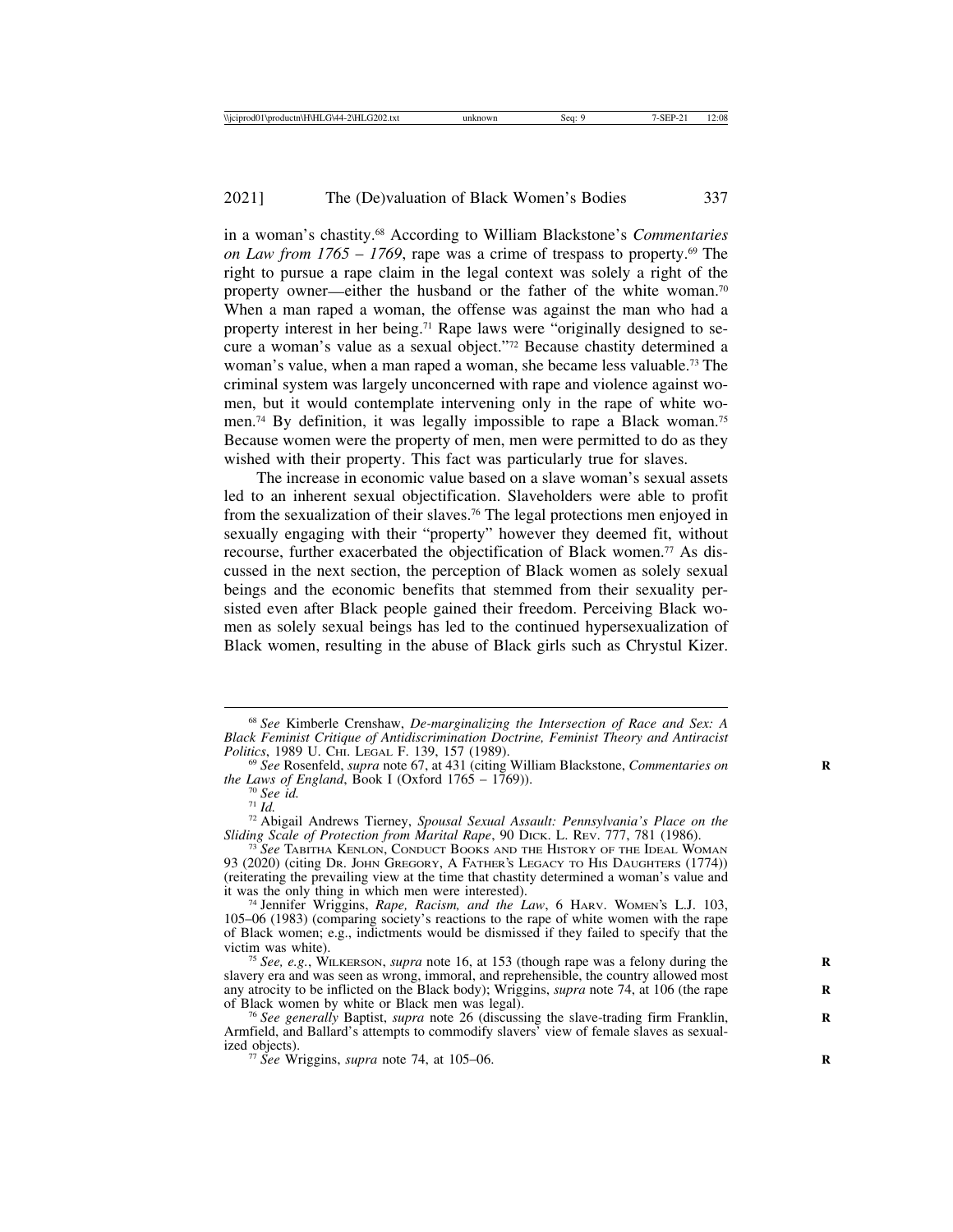in a woman's chastity.[68] According to William Blackstone's *Commentaries on Law from 1765 – 1769*, rape was a crime of trespass to property.[69] The right to pursue a rape claim in the legal context was solely a right of the property owner—either the husband or the father of the white woman.[70] When a man raped a woman, the offense was against the man who had a property interest in her being.[71] Rape laws were "originally designed to secure a woman's value as a sexual object."[72] Because chastity determined a woman's value, when a man raped a woman, she became less valuable.[73] The criminal system was largely unconcerned with rape and violence against women, but it would contemplate intervening only in the rape of white women.[74] By definition, it was legally impossible to rape a Black woman.[75] Because women were the property of men, men were permitted to do as they wished with their property. This fact was particularly true for slaves.

The increase in economic value based on a slave woman's sexual assets led to an inherent sexual objectification. Slaveholders were able to profit from the sexualization of their slaves.[76] The legal protections men enjoyed in sexually engaging with their "property" however they deemed fit, without recourse, further exacerbated the objectification of Black women.[77] As discussed in the next section, the perception of Black women as solely sexual beings and the economic benefits that stemmed from their sexuality persisted even after Black people gained their freedom. Perceiving Black women as solely sexual beings has led to the continued hypersexualization of Black women, resulting in the abuse of Black girls such as Chrystul Kizer.

---

[68] *See* Kimberle Crenshaw, *De-marginalizing the Intersection of Race and Sex: A Black Feminist Critique of Antidiscrimination Doctrine, Feminist Theory and Antiracist Politics*, 1989 U. Chi. Legal F. 139, 157 (1989).

[69] *See* Rosenfeld, *supra* note 67, at 431 (citing William Blackstone, *Commentaries on the Laws of England*, Book I (Oxford 1765 – 1769)).

[70] *See id.*

[71] *Id.*

[72] Abigail Andrews Tierney, *Spousal Sexual Assault: Pennsylvania's Place on the Sliding Scale of Protection from Marital Rape*, 90 Dick. L. Rev. 777, 781 (1986).

[73] *See* Tabitha Kenlon, Conduct Books and the History of the Ideal Woman 93 (2020) (citing Dr. John Gregory, A Father's Legacy to His Daughters (1774)) (reiterating the prevailing view at the time that chastity determined a woman's value and it was the only thing in which men were interested).

[74] Jennifer Wriggins, *Rape, Racism, and the Law*, 6 Harv. Women's L.J. 103, 105–06 (1983) (comparing society's reactions to the rape of white women with the rape of Black women; e.g., indictments would be dismissed if they failed to specify that the victim was white).

[75] *See, e.g.*, Wilkerson, *supra* note 16, at 153 (though rape was a felony during the slavery era and was seen as wrong, immoral, and reprehensible, the country allowed most any atrocity to be inflicted on the Black body); Wriggins, *supra* note 74, at 106 (the rape of Black women by white or Black men was legal).

[76] *See generally* Baptist, *supra* note 26 (discussing the slave-trading firm Franklin, Armfield, and Ballard's attempts to commodify slavers' view of female slaves as sexualized objects).

[77] *See* Wriggins, *supra* note 74, at 105–06.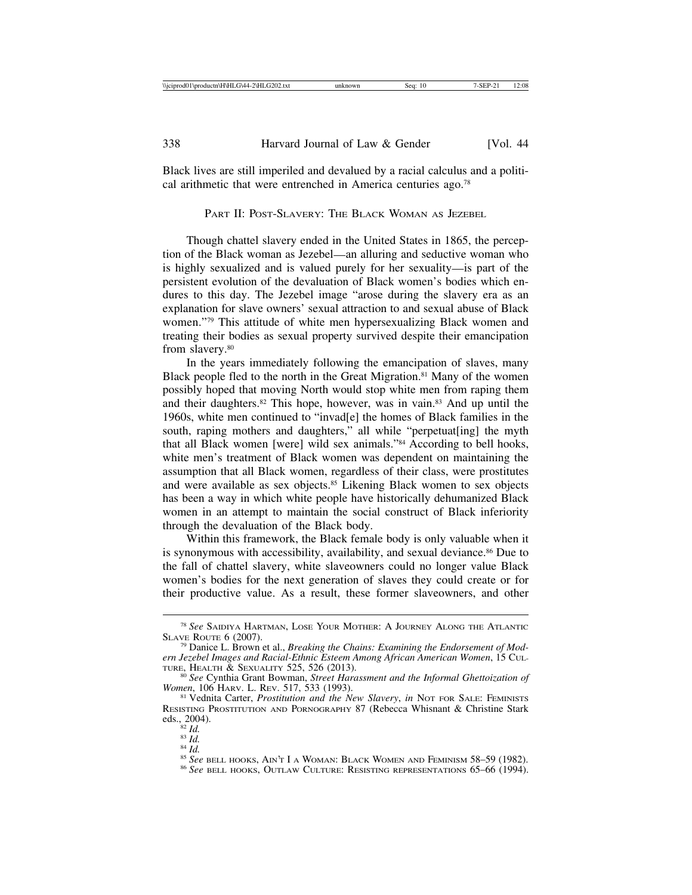Black lives are still imperiled and devalued by a racial calculus and a political arithmetic that were entrenched in America centuries ago.[78]

## Part II: Post-Slavery: The Black Woman as Jezebel

Though chattel slavery ended in the United States in 1865, the perception of the Black woman as Jezebel—an alluring and seductive woman who is highly sexualized and is valued purely for her sexuality—is part of the persistent evolution of the devaluation of Black women's bodies which endures to this day. The Jezebel image "arose during the slavery era as an explanation for slave owners' sexual attraction to and sexual abuse of Black women."[79] This attitude of white men hypersexualizing Black women and treating their bodies as sexual property survived despite their emancipation from slavery.[80]

In the years immediately following the emancipation of slaves, many Black people fled to the north in the Great Migration.[81] Many of the women possibly hoped that moving North would stop white men from raping them and their daughters.[82] This hope, however, was in vain.[83] And up until the 1960s, white men continued to "invad[e] the homes of Black families in the south, raping mothers and daughters," all while "perpetuat[ing] the myth that all Black women [were] wild sex animals."[84] According to bell hooks, white men's treatment of Black women was dependent on maintaining the assumption that all Black women, regardless of their class, were prostitutes and were available as sex objects.[85] Likening Black women to sex objects has been a way in which white people have historically dehumanized Black women in an attempt to maintain the social construct of Black inferiority through the devaluation of the Black body.

Within this framework, the Black female body is only valuable when it is synonymous with accessibility, availability, and sexual deviance.[86] Due to the fall of chattel slavery, white slaveowners could no longer value Black women's bodies for the next generation of slaves they could create or for their productive value. As a result, these former slaveowners, and other

---

[78] *See* Saidiya Hartman, Lose Your Mother: A Journey Along the Atlantic Slave Route 6 (2007).

[79] Danice L. Brown et al., *Breaking the Chains: Examining the Endorsement of Modern Jezebel Images and Racial-Ethnic Esteem Among African American Women*, 15 Culture, Health & Sexuality 525, 526 (2013).

[80] *See* Cynthia Grant Bowman, *Street Harassment and the Informal Ghettoization of Women*, 106 Harv. L. Rev. 517, 533 (1993).

[81] Vednita Carter, *Prostitution and the New Slavery*, *in* Not for Sale: Feminists Resisting Prostitution and Pornography 87 (Rebecca Whisnant & Christine Stark eds., 2004).

[82] *Id.*

[83] *Id.*

[84] *Id.*

[85] *See* bell hooks, Ain't I a Woman: Black Women and Feminism 58–59 (1982).

[86] *See* bell hooks, Outlaw Culture: Resisting representations 65–66 (1994).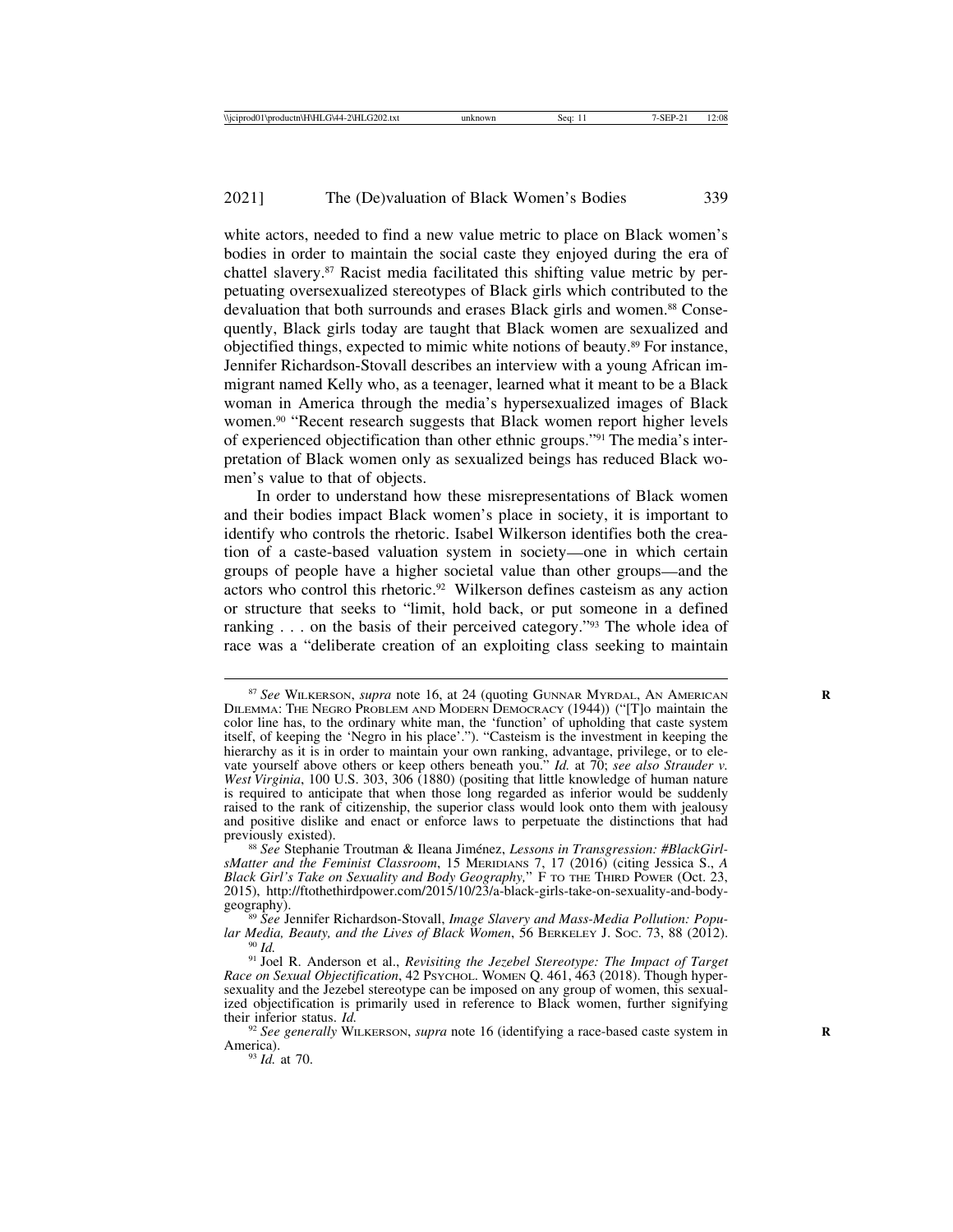white actors, needed to find a new value metric to place on Black women's bodies in order to maintain the social caste they enjoyed during the era of chattel slavery.[87] Racist media facilitated this shifting value metric by perpetuating oversexualized stereotypes of Black girls which contributed to the devaluation that both surrounds and erases Black girls and women.[88] Consequently, Black girls today are taught that Black women are sexualized and objectified things, expected to mimic white notions of beauty.[89] For instance, Jennifer Richardson-Stovall describes an interview with a young African immigrant named Kelly who, as a teenager, learned what it meant to be a Black woman in America through the media's hypersexualized images of Black women.[90] "Recent research suggests that Black women report higher levels of experienced objectification than other ethnic groups."[91] The media's interpretation of Black women only as sexualized beings has reduced Black women's value to that of objects.

In order to understand how these misrepresentations of Black women and their bodies impact Black women's place in society, it is important to identify who controls the rhetoric. Isabel Wilkerson identifies both the creation of a caste-based valuation system in society—one in which certain groups of people have a higher societal value than other groups—and the actors who control this rhetoric.[92] Wilkerson defines casteism as any action or structure that seeks to "limit, hold back, or put someone in a defined ranking . . . on the basis of their perceived category."[93] The whole idea of race was a "deliberate creation of an exploiting class seeking to maintain

---

[87] *See* Wilkerson, *supra* note 16, at 24 (quoting Gunnar Myrdal, An American Dilemma: The Negro Problem and Modern Democracy (1944)) ("[T]o maintain the color line has, to the ordinary white man, the 'function' of upholding that caste system itself, of keeping the 'Negro in his place'."). "Casteism is the investment in keeping the hierarchy as it is in order to maintain your own ranking, advantage, privilege, or to elevate yourself above others or keep others beneath you." *Id.* at 70; *see also Strauder v. West Virginia*, 100 U.S. 303, 306 (1880) (positing that little knowledge of human nature is required to anticipate that when those long regarded as inferior would be suddenly raised to the rank of citizenship, the superior class would look onto them with jealousy and positive dislike and enact or enforce laws to perpetuate the distinctions that had previously existed).

[88] *See* Stephanie Troutman & Ileana Jiménez, *Lessons in Transgression: #BlackGirlsMatter and the Feminist Classroom*, 15 Meridians 7, 17 (2016) (citing Jessica S., *A Black Girl's Take on Sexuality and Body Geography*," F to the Third Power (Oct. 23, 2015), http://ftothethirdpower.com/2015/10/23/a-black-girls-take-on-sexuality-and-body-geography).

[89] *See* Jennifer Richardson-Stovall, *Image Slavery and Mass-Media Pollution: Popular Media, Beauty, and the Lives of Black Women*, 56 Berkeley J. Soc. 73, 88 (2012).

[90] *Id.*

[91] Joel R. Anderson et al., *Revisiting the Jezebel Stereotype: The Impact of Target Race on Sexual Objectification*, 42 Psychol. Women Q. 461, 463 (2018). Though hypersexuality and the Jezebel stereotype can be imposed on any group of women, this sexualized objectification is primarily used in reference to Black women, further signifying their inferior status. *Id.*

[92] *See generally* Wilkerson, *supra* note 16 (identifying a race-based caste system in America).

[93] *Id.* at 70.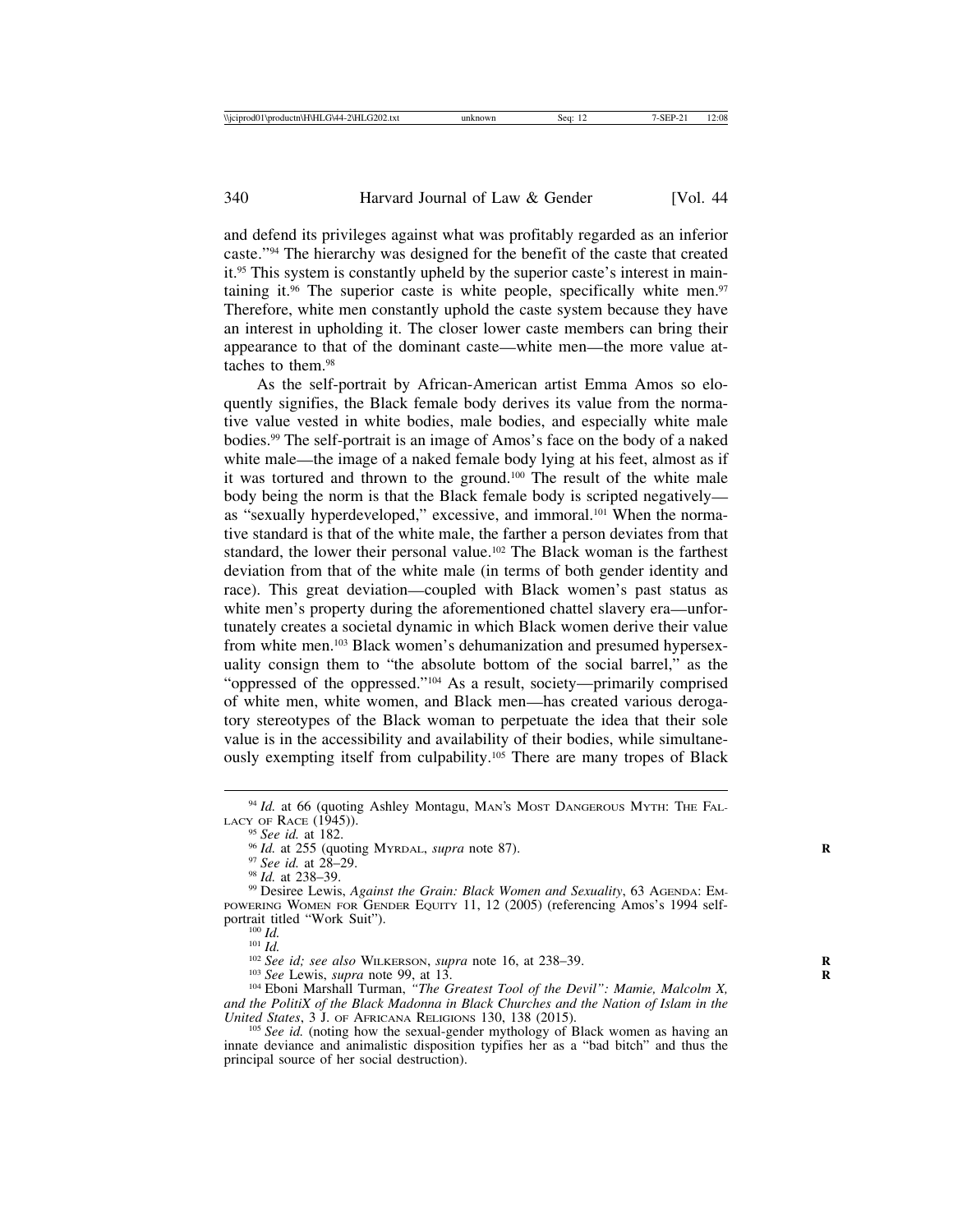and defend its privileges against what was profitably regarded as an inferior caste."[94] The hierarchy was designed for the benefit of the caste that created it.[95] This system is constantly upheld by the superior caste's interest in maintaining it.[96] The superior caste is white people, specifically white men.[97] Therefore, white men constantly uphold the caste system because they have an interest in upholding it. The closer lower caste members can bring their appearance to that of the dominant caste—white men—the more value attaches to them.[98]

As the self-portrait by African-American artist Emma Amos so eloquently signifies, the Black female body derives its value from the normative value vested in white bodies, male bodies, and especially white male bodies.[99] The self-portrait is an image of Amos's face on the body of a naked white male—the image of a naked female body lying at his feet, almost as if it was tortured and thrown to the ground.[100] The result of the white male body being the norm is that the Black female body is scripted negatively—as "sexually hyperdeveloped," excessive, and immoral.[101] When the normative standard is that of the white male, the farther a person deviates from that standard, the lower their personal value.[102] The Black woman is the farthest deviation from that of the white male (in terms of both gender identity and race). This great deviation—coupled with Black women's past status as white men's property during the aforementioned chattel slavery era—unfortunately creates a societal dynamic in which Black women derive their value from white men.[103] Black women's dehumanization and presumed hypersexuality consign them to "the absolute bottom of the social barrel," as the "oppressed of the oppressed."[104] As a result, society—primarily comprised of white men, white women, and Black men—has created various derogatory stereotypes of the Black woman to perpetuate the idea that their sole value is in the accessibility and availability of their bodies, while simultaneously exempting itself from culpability.[105] There are many tropes of Black

---

[94] *Id.* at 66 (quoting Ashley Montagu, Man's Most Dangerous Myth: The Fallacy of Race (1945)).

[95] *See id.* at 182.

[96] *Id.* at 255 (quoting Myrdal, *supra* note 87).

[97] *See id.* at 28–29.

[98] *Id.* at 238–39.

[99] Desiree Lewis, *Against the Grain: Black Women and Sexuality*, 63 Agenda: Empowering Women for Gender Equity 11, 12 (2005) (referencing Amos's 1994 self-portrait titled "Work Suit").

[100] *Id.*

[101] *Id.*

[102] *See id; see also* Wilkerson, *supra* note 16, at 238–39.

[103] *See* Lewis, *supra* note 99, at 13.

[104] Eboni Marshall Turman, *"The Greatest Tool of the Devil": Mamie, Malcolm X, and the PolitiX of the Black Madonna in Black Churches and the Nation of Islam in the United States*, 3 J. of Africana Religions 130, 138 (2015).

[105] *See id.* (noting how the sexual-gender mythology of Black women as having an innate deviance and animalistic disposition typifies her as a "bad bitch" and thus the principal source of her social destruction).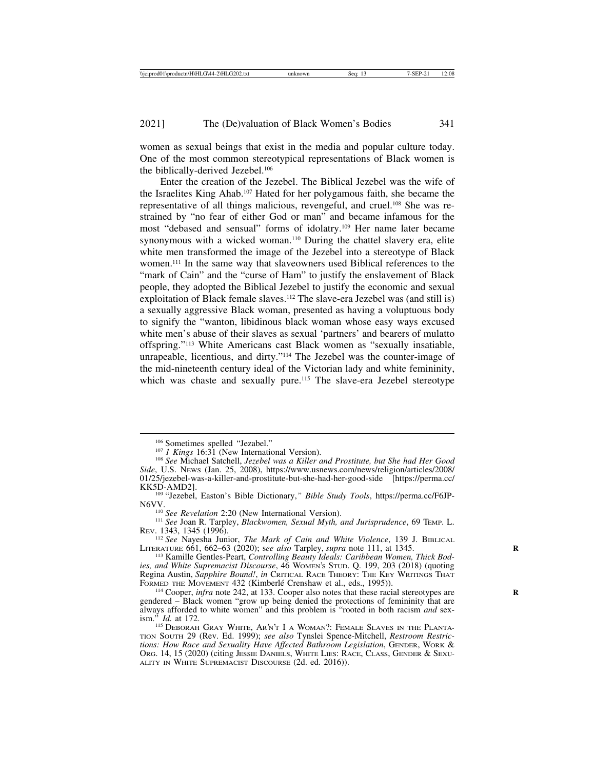women as sexual beings that exist in the media and popular culture today. One of the most common stereotypical representations of Black women is the biblically-derived Jezebel.[106]

Enter the creation of the Jezebel. The Biblical Jezebel was the wife of the Israelites King Ahab.[107] Hated for her polygamous faith, she became the representative of all things malicious, revengeful, and cruel.[108] She was restrained by "no fear of either God or man" and became infamous for the most "debased and sensual" forms of idolatry.[109] Her name later became synonymous with a wicked woman.[110] During the chattel slavery era, elite white men transformed the image of the Jezebel into a stereotype of Black women.[111] In the same way that slaveowners used Biblical references to the "mark of Cain" and the "curse of Ham" to justify the enslavement of Black people, they adopted the Biblical Jezebel to justify the economic and sexual exploitation of Black female slaves.[112] The slave-era Jezebel was (and still is) a sexually aggressive Black woman, presented as having a voluptuous body to signify the "wanton, libidinous black woman whose easy ways excused white men's abuse of their slaves as sexual 'partners' and bearers of mulatto offspring."[113] White Americans cast Black women as "sexually insatiable, unrapeable, licentious, and dirty."[114] The Jezebel was the counter-image of the mid-nineteenth century ideal of the Victorian lady and white femininity, which was chaste and sexually pure.[115] The slave-era Jezebel stereotype

---

[106] Sometimes spelled "Jezabel."

[107] *1 Kings* 16:31 (New International Version).

[108] *See* Michael Satchell, *Jezebel was a Killer and Prostitute, but She had Her Good Side*, U.S. News (Jan. 25, 2008), https://www.usnews.com/news/religion/articles/2008/01/25/jezebel-was-a-killer-and-prostitute-but-she-had-her-good-side [https://perma.cc/KK5D-AMD2].

[109] "Jezebel, Easton's Bible Dictionary,*" Bible Study Tools*, https://perma.cc/F6JP-N6VV.

[110] *See Revelation* 2:20 (New International Version).

[111] *See* Joan R. Tarpley, *Blackwomen, Sexual Myth, and Jurisprudence*, 69 Temp. L. Rev. 1343, 1345 (1996).

[112] *See* Nayesha Junior, *The Mark of Cain and White Violence*, 139 J. Biblical Literature 661, 662–63 (2020); s*ee also* Tarpley, *supra* note 111, at 1345.

[113] Kamille Gentles-Peart, *Controlling Beauty Ideals: Caribbean Women, Thick Bodies, and White Supremacist Discourse*, 46 Women's Stud. Q. 199, 203 (2018) (quoting Regina Austin, *Sapphire Bound!*, *in* Critical Race Theory: The Key Writings That Formed the Movement 432 (Kimberlé Crenshaw et al., eds., 1995)).

[114] Cooper, *infra* note 242, at 133. Cooper also notes that these racial stereotypes are gendered – Black women "grow up being denied the protections of femininity that are always afforded to white women" and this problem is "rooted in both racism *and* sexism." *Id.* at 172.

[115] Deborah Gray White, Ar'n't I a Woman?: Female Slaves in the Plantation South 29 (Rev. Ed. 1999); *see also* Tynslei Spence-Mitchell, *Restroom Restrictions: How Race and Sexuality Have Affected Bathroom Legislation*, Gender, Work & Org. 14, 15 (2020) (citing Jessie Daniels, White Lies: Race, Class, Gender & Sexuality in White Supremacist Discourse (2d. ed. 2016)).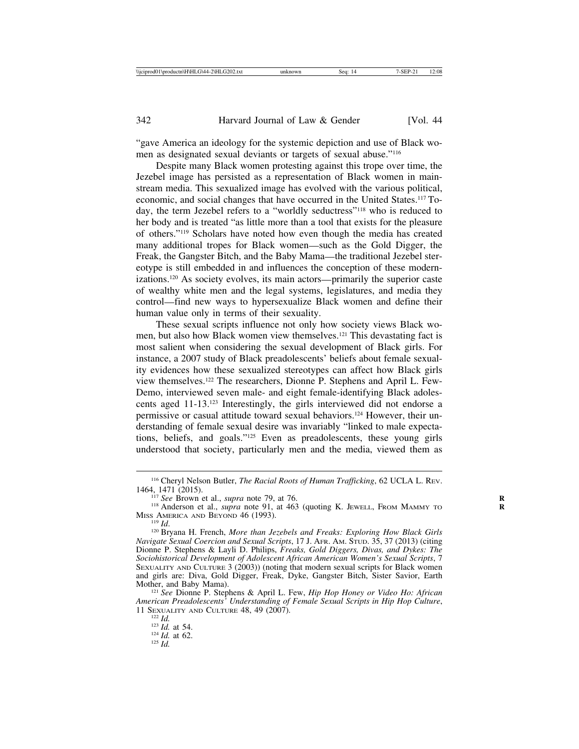"gave America an ideology for the systemic depiction and use of Black women as designated sexual deviants or targets of sexual abuse."[116]

Despite many Black women protesting against this trope over time, the Jezebel image has persisted as a representation of Black women in mainstream media. This sexualized image has evolved with the various political, economic, and social changes that have occurred in the United States.[117] Today, the term Jezebel refers to a "worldly seductress"[118] who is reduced to her body and is treated "as little more than a tool that exists for the pleasure of others."[119] Scholars have noted how even though the media has created many additional tropes for Black women—such as the Gold Digger, the Freak, the Gangster Bitch, and the Baby Mama—the traditional Jezebel stereotype is still embedded in and influences the conception of these modernizations.[120] As society evolves, its main actors—primarily the superior caste of wealthy white men and the legal systems, legislatures, and media they control—find new ways to hypersexualize Black women and define their human value only in terms of their sexuality.

These sexual scripts influence not only how society views Black women, but also how Black women view themselves.[121] This devastating fact is most salient when considering the sexual development of Black girls. For instance, a 2007 study of Black preadolescents' beliefs about female sexuality evidences how these sexualized stereotypes can affect how Black girls view themselves.[122] The researchers, Dionne P. Stephens and April L. Few-Demo, interviewed seven male- and eight female-identifying Black adolescents aged 11-13.[123] Interestingly, the girls interviewed did not endorse a permissive or casual attitude toward sexual behaviors.[124] However, their understanding of female sexual desire was invariably "linked to male expectations, beliefs, and goals."[125] Even as preadolescents, these young girls understood that society, particularly men and the media, viewed them as

---

[116] Cheryl Nelson Butler, *The Racial Roots of Human Trafficking*, 62 UCLA L. Rev. 1464, 1471 (2015).

[117] *See* Brown et al., *supra* note 79, at 76.

[118] Anderson et al., *supra* note 91, at 463 (quoting K. Jewell, From Mammy to Miss America and Beyond 46 (1993).

[119] *Id*.

[120] Bryana H. French, *More than Jezebels and Freaks: Exploring How Black Girls Navigate Sexual Coercion and Sexual Scripts*, 17 J. Afr. Am. Stud. 35, 37 (2013) (citing Dionne P. Stephens & Layli D. Philips, *Freaks, Gold Diggers, Divas, and Dykes: The Sociohistorical Development of Adolescent African American Women's Sexual Scripts*, 7 Sexuality and Culture 3 (2003)) (noting that modern sexual scripts for Black women and girls are: Diva, Gold Digger, Freak, Dyke, Gangster Bitch, Sister Savior, Earth Mother, and Baby Mama).

[121] *See* Dionne P. Stephens & April L. Few, *Hip Hop Honey or Video Ho: African American Preadolescents' Understanding of Female Sexual Scripts in Hip Hop Culture*, 11 Sexuality and Culture 48, 49 (2007).

[122] *Id.*

[123] *Id.* at 54.

[124] *Id.* at 62.

[125] *Id.*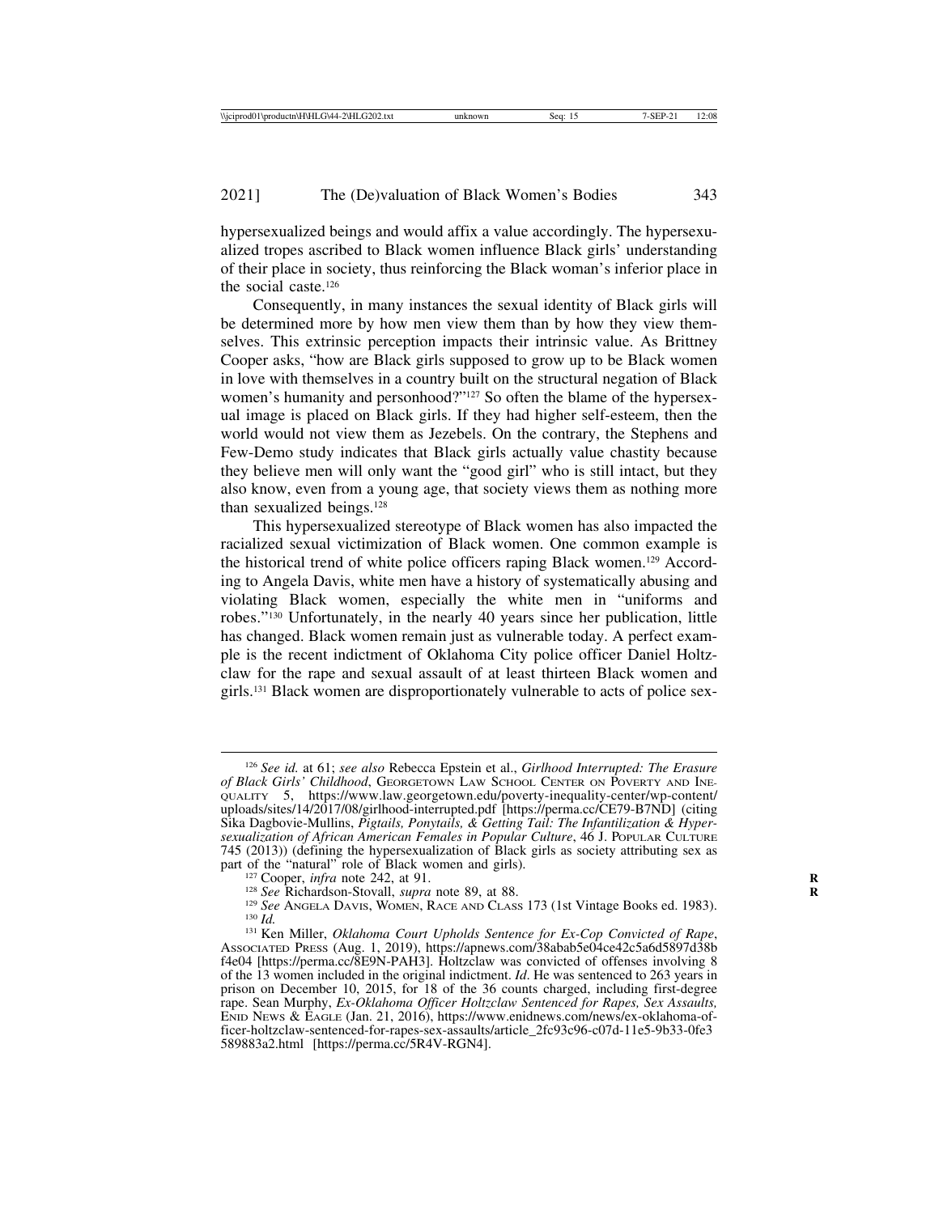hypersexualized beings and would affix a value accordingly. The hypersexualized tropes ascribed to Black women influence Black girls' understanding of their place in society, thus reinforcing the Black woman's inferior place in the social caste.[126]

Consequently, in many instances the sexual identity of Black girls will be determined more by how men view them than by how they view themselves. This extrinsic perception impacts their intrinsic value. As Brittney Cooper asks, "how are Black girls supposed to grow up to be Black women in love with themselves in a country built on the structural negation of Black women's humanity and personhood?"[127] So often the blame of the hypersexual image is placed on Black girls. If they had higher self-esteem, then the world would not view them as Jezebels. On the contrary, the Stephens and Few-Demo study indicates that Black girls actually value chastity because they believe men will only want the "good girl" who is still intact, but they also know, even from a young age, that society views them as nothing more than sexualized beings.[128]

This hypersexualized stereotype of Black women has also impacted the racialized sexual victimization of Black women. One common example is the historical trend of white police officers raping Black women.[129] According to Angela Davis, white men have a history of systematically abusing and violating Black women, especially the white men in "uniforms and robes."[130] Unfortunately, in the nearly 40 years since her publication, little has changed. Black women remain just as vulnerable today. A perfect example is the recent indictment of Oklahoma City police officer Daniel Holtzclaw for the rape and sexual assault of at least thirteen Black women and girls.[131] Black women are disproportionately vulnerable to acts of police sex-

---

[126] *See id.* at 61; *see also* Rebecca Epstein et al., *Girlhood Interrupted: The Erasure of Black Girls' Childhood*, Georgetown Law School Center on Poverty and Inequality 5, https://www.law.georgetown.edu/poverty-inequality-center/wp-content/uploads/sites/14/2017/08/girlhood-interrupted.pdf [https://perma.cc/CE79-B7ND] (citing Sika Dagbovie-Mullins, *Pigtails, Ponytails, & Getting Tail: The Infantilization & Hypersexualization of African American Females in Popular Culture*, 46 J. Popular Culture 745 (2013)) (defining the hypersexualization of Black girls as society attributing sex as part of the "natural" role of Black women and girls).

[127] Cooper, *infra* note 242, at 91.

[128] *See* Richardson-Stovall, *supra* note 89, at 88.

[129] *See* Angela Davis, Women, Race and Class 173 (1st Vintage Books ed. 1983).

[130] *Id.*

[131] Ken Miller, *Oklahoma Court Upholds Sentence for Ex-Cop Convicted of Rape*, Associated Press (Aug. 1, 2019), https://apnews.com/38abab5e04ce42c5a6d5897d38bf4e04 [https://perma.cc/8E9N-PAH3]. Holtzclaw was convicted of offenses involving 8 of the 13 women included in the original indictment. *Id*. He was sentenced to 263 years in prison on December 10, 2015, for 18 of the 36 counts charged, including first-degree rape. Sean Murphy, *Ex-Oklahoma Officer Holtzclaw Sentenced for Rapes, Sex Assaults,* Enid News & Eagle (Jan. 21, 2016), https://www.enidnews.com/news/ex-oklahoma-officer-holtzclaw-sentenced-for-rapes-sex-assaults/article_2fc93c96-c07d-11e5-9b33-0fe3589883a2.html [https://perma.cc/5R4V-RGN4].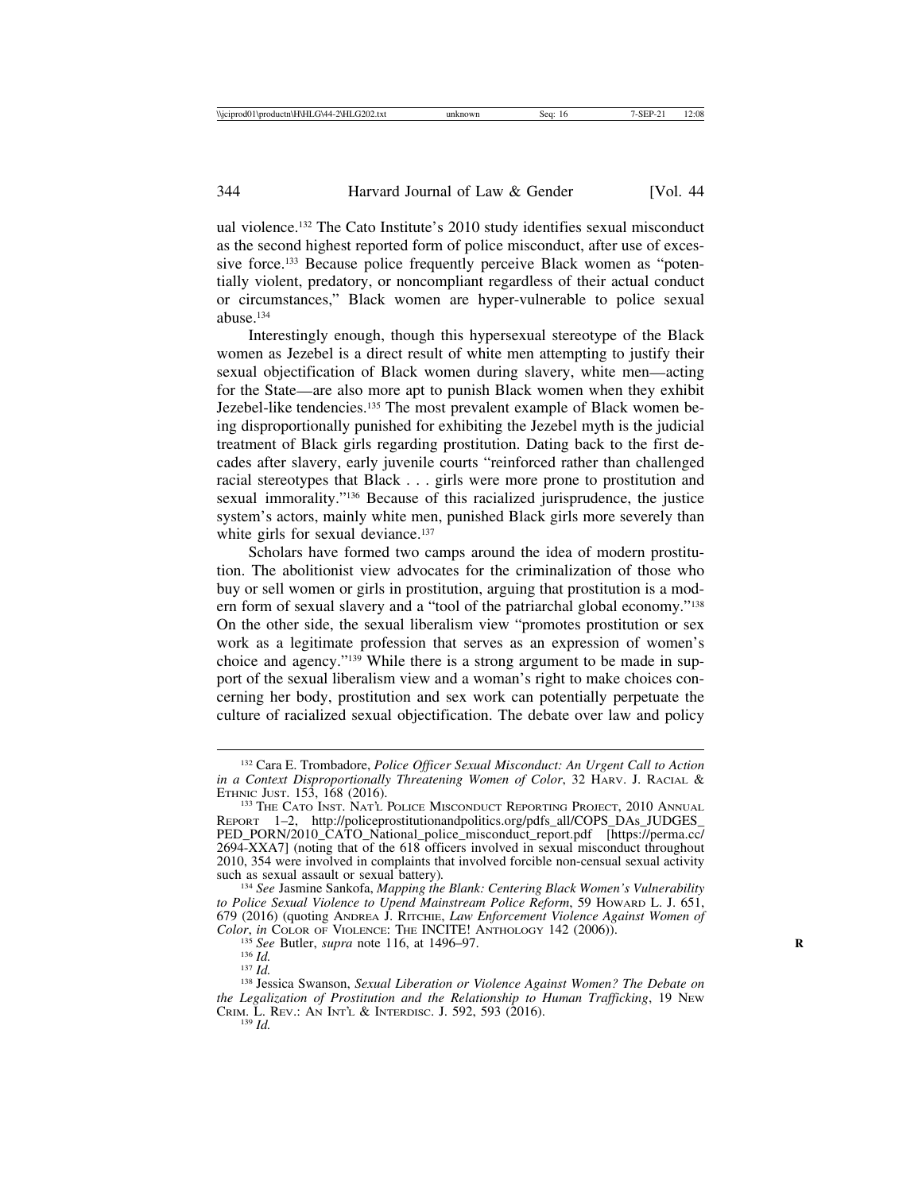ual violence.[132] The Cato Institute's 2010 study identifies sexual misconduct as the second highest reported form of police misconduct, after use of excessive force.[133] Because police frequently perceive Black women as "potentially violent, predatory, or noncompliant regardless of their actual conduct or circumstances," Black women are hyper-vulnerable to police sexual abuse.[134]

Interestingly enough, though this hypersexual stereotype of the Black women as Jezebel is a direct result of white men attempting to justify their sexual objectification of Black women during slavery, white men—acting for the State—are also more apt to punish Black women when they exhibit Jezebel-like tendencies.[135] The most prevalent example of Black women being disproportionally punished for exhibiting the Jezebel myth is the judicial treatment of Black girls regarding prostitution. Dating back to the first decades after slavery, early juvenile courts "reinforced rather than challenged racial stereotypes that Black . . . girls were more prone to prostitution and sexual immorality."[136] Because of this racialized jurisprudence, the justice system's actors, mainly white men, punished Black girls more severely than white girls for sexual deviance.[137]

Scholars have formed two camps around the idea of modern prostitution. The abolitionist view advocates for the criminalization of those who buy or sell women or girls in prostitution, arguing that prostitution is a modern form of sexual slavery and a "tool of the patriarchal global economy."[138] On the other side, the sexual liberalism view "promotes prostitution or sex work as a legitimate profession that serves as an expression of women's choice and agency."[139] While there is a strong argument to be made in support of the sexual liberalism view and a woman's right to make choices concerning her body, prostitution and sex work can potentially perpetuate the culture of racialized sexual objectification. The debate over law and policy

---

[132] Cara E. Trombadore, *Police Officer Sexual Misconduct: An Urgent Call to Action in a Context Disproportionally Threatening Women of Color*, 32 HARV. J. RACIAL & ETHNIC JUST. 153, 168 (2016).

[133] THE CATO INST. NAT'L POLICE MISCONDUCT REPORTING PROJECT, 2010 ANNUAL REPORT 1–2, http://policeprostitutionandpolitics.org/pdfs_all/COPS_DAs_JUDGES_PED_PORN/2010_CATO_National_police_misconduct_report.pdf [https://perma.cc/2694-XXA7] (noting that of the 618 officers involved in sexual misconduct throughout 2010, 354 were involved in complaints that involved forcible non-censual sexual activity such as sexual assault or sexual battery).

[134] *See* Jasmine Sankofa, *Mapping the Blank: Centering Black Women's Vulnerability to Police Sexual Violence to Upend Mainstream Police Reform*, 59 HOWARD L. J. 651, 679 (2016) (quoting ANDREA J. RITCHIE, *Law Enforcement Violence Against Women of Color*, *in* COLOR OF VIOLENCE: THE INCITE! ANTHOLOGY 142 (2006)).

[135] *See* Butler, *supra* note 116, at 1496–97.

[136] *Id.*

[137] *Id.*

[138] Jessica Swanson, *Sexual Liberation or Violence Against Women? The Debate on the Legalization of Prostitution and the Relationship to Human Trafficking*, 19 NEW CRIM. L. REV.: AN INT'L & INTERDISC. J. 592, 593 (2016).

[139] *Id.*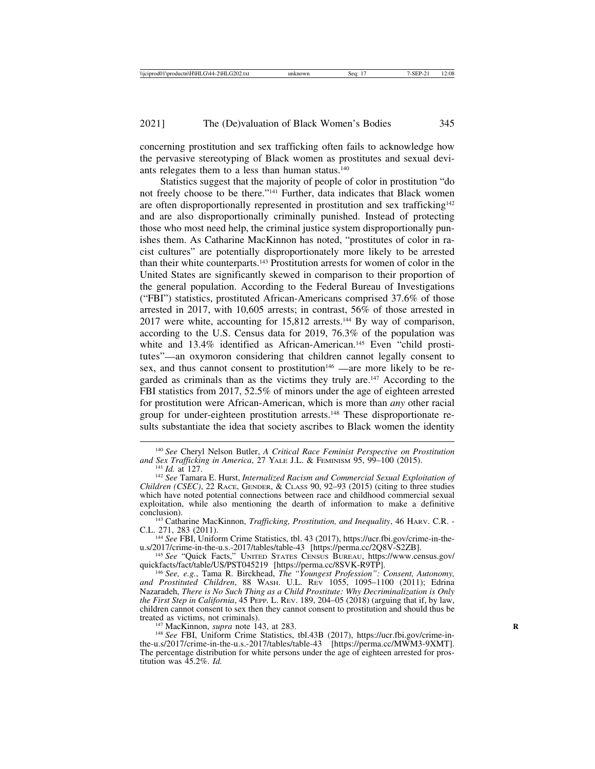concerning prostitution and sex trafficking often fails to acknowledge how the pervasive stereotyping of Black women as prostitutes and sexual deviants relegates them to a less than human status.[140]

Statistics suggest that the majority of people of color in prostitution "do not freely choose to be there."[141] Further, data indicates that Black women are often disproportionally represented in prostitution and sex trafficking[142] and are also disproportionally criminally punished. Instead of protecting those who most need help, the criminal justice system disproportionally punishes them. As Catharine MacKinnon has noted, "prostitutes of color in racist cultures" are potentially disproportionately more likely to be arrested than their white counterparts.[143] Prostitution arrests for women of color in the United States are significantly skewed in comparison to their proportion of the general population. According to the Federal Bureau of Investigations ("FBI") statistics, prostituted African-Americans comprised 37.6% of those arrested in 2017, with 10,605 arrests; in contrast, 56% of those arrested in 2017 were white, accounting for 15,812 arrests.[144] By way of comparison, according to the U.S. Census data for 2019, 76.3% of the population was white and 13.4% identified as African-American.[145] Even "child prostitutes"—an oxymoron considering that children cannot legally consent to sex, and thus cannot consent to prostitution[146] —are more likely to be regarded as criminals than as the victims they truly are.[147] According to the FBI statistics from 2017, 52.5% of minors under the age of eighteen arrested for prostitution were African-American, which is more than *any* other racial group for under-eighteen prostitution arrests.[148] These disproportionate results substantiate the idea that society ascribes to Black women the identity

---

[140] *See* Cheryl Nelson Butler, *A Critical Race Feminist Perspective on Prostitution and Sex Trafficking in America*, 27 YALE J.L. & FEMINISM 95, 99–100 (2015).

[141] *Id.* at 127.

[142] *See* Tamara E. Hurst, *Internalized Racism and Commercial Sexual Exploitation of Children (CSEC)*, 22 RACE, GENDER, & CLASS 90, 92–93 (2015) (citing to three studies which have noted potential connections between race and childhood commercial sexual exploitation, while also mentioning the dearth of information to make a definitive conclusion).

[143] Catharine MacKinnon, *Trafficking, Prostitution, and Inequality*, 46 HARV. C.R. - C.L. 271, 283 (2011).

[144] *See* FBI, Uniform Crime Statistics, tbl. 43 (2017), https://ucr.fbi.gov/crime-in-the-u.s/2017/crime-in-the-u.s.-2017/tables/table-43 [https://perma.cc/2Q8V-S2ZB].

[145] *See* "Quick Facts," UNITED STATES CENSUS BUREAU, https://www.census.gov/quickfacts/fact/table/US/PST045219 [https://perma.cc/8SVK-R9TP].

[146] *See, e.g.*, Tama R. Birckhead, *The "Youngest Profession": Consent, Autonomy, and Prostituted Children*, 88 WASH. U.L. REV 1055, 1095–1100 (2011); Edrina Nazaradeh, *There is No Such Thing as a Child Prostitute: Why Decriminalization is Only the First Step in California*, 45 PEPP. L. REV. 189, 204–05 (2018) (arguing that if, by law, children cannot consent to sex then they cannot consent to prostitution and should thus be treated as victims, not criminals).

[147] MacKinnon, *supra* note 143, at 283.

[148] *See* FBI, Uniform Crime Statistics, tbl.43B (2017), https://ucr.fbi.gov/crime-in-the-u.s/2017/crime-in-the-u.s.-2017/tables/table-43 [https://perma.cc/MWM3-9XMT]. The percentage distribution for white persons under the age of eighteen arrested for prostitution was 45.2%. *Id.*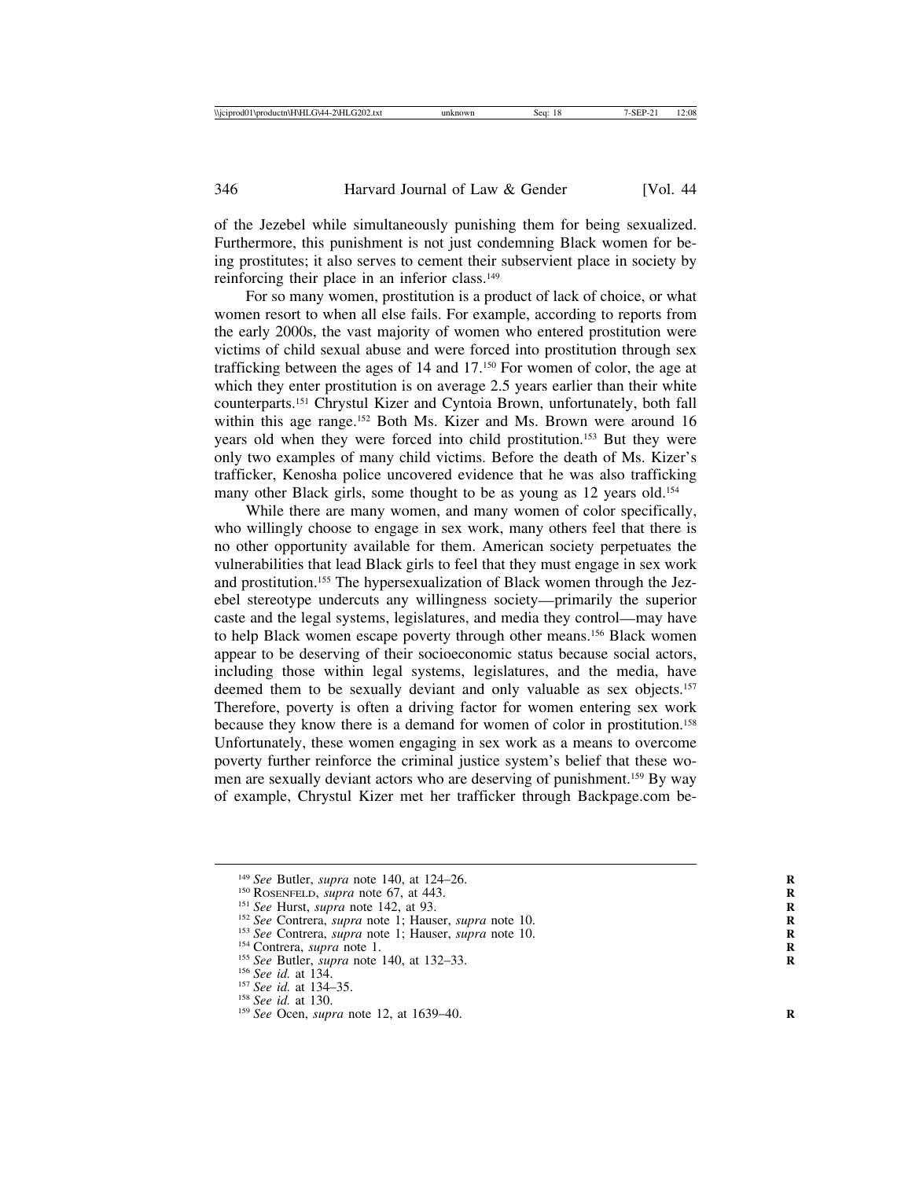of the Jezebel while simultaneously punishing them for being sexualized. Furthermore, this punishment is not just condemning Black women for being prostitutes; it also serves to cement their subservient place in society by reinforcing their place in an inferior class.[149]

For so many women, prostitution is a product of lack of choice, or what women resort to when all else fails. For example, according to reports from the early 2000s, the vast majority of women who entered prostitution were victims of child sexual abuse and were forced into prostitution through sex trafficking between the ages of 14 and 17.[150] For women of color, the age at which they enter prostitution is on average 2.5 years earlier than their white counterparts.[151] Chrystul Kizer and Cyntoia Brown, unfortunately, both fall within this age range.[152] Both Ms. Kizer and Ms. Brown were around 16 years old when they were forced into child prostitution.[153] But they were only two examples of many child victims. Before the death of Ms. Kizer's trafficker, Kenosha police uncovered evidence that he was also trafficking many other Black girls, some thought to be as young as 12 years old.[154]

While there are many women, and many women of color specifically, who willingly choose to engage in sex work, many others feel that there is no other opportunity available for them. American society perpetuates the vulnerabilities that lead Black girls to feel that they must engage in sex work and prostitution.[155] The hypersexualization of Black women through the Jezebel stereotype undercuts any willingness society—primarily the superior caste and the legal systems, legislatures, and media they control—may have to help Black women escape poverty through other means.[156] Black women appear to be deserving of their socioeconomic status because social actors, including those within legal systems, legislatures, and the media, have deemed them to be sexually deviant and only valuable as sex objects.[157] Therefore, poverty is often a driving factor for women entering sex work because they know there is a demand for women of color in prostitution.[158] Unfortunately, these women engaging in sex work as a means to overcome poverty further reinforce the criminal justice system's belief that these women are sexually deviant actors who are deserving of punishment.[159] By way of example, Chrystul Kizer met her trafficker through Backpage.com be-

---

[149] *See* Butler, *supra* note 140, at 124–26.

[150] Rosenfeld, *supra* note 67, at 443.

[151] *See* Hurst, *supra* note 142, at 93.

[152] *See* Contrera, *supra* note 1; Hauser, *supra* note 10.

[153] *See* Contrera, *supra* note 1; Hauser, *supra* note 10.

[154] Contrera, *supra* note 1.

[155] *See* Butler, *supra* note 140, at 132–33.

[156] *See id.* at 134.

[157] *See id.* at 134–35.

[158] *See id.* at 130.

[159] *See* Ocen, *supra* note 12, at 1639–40.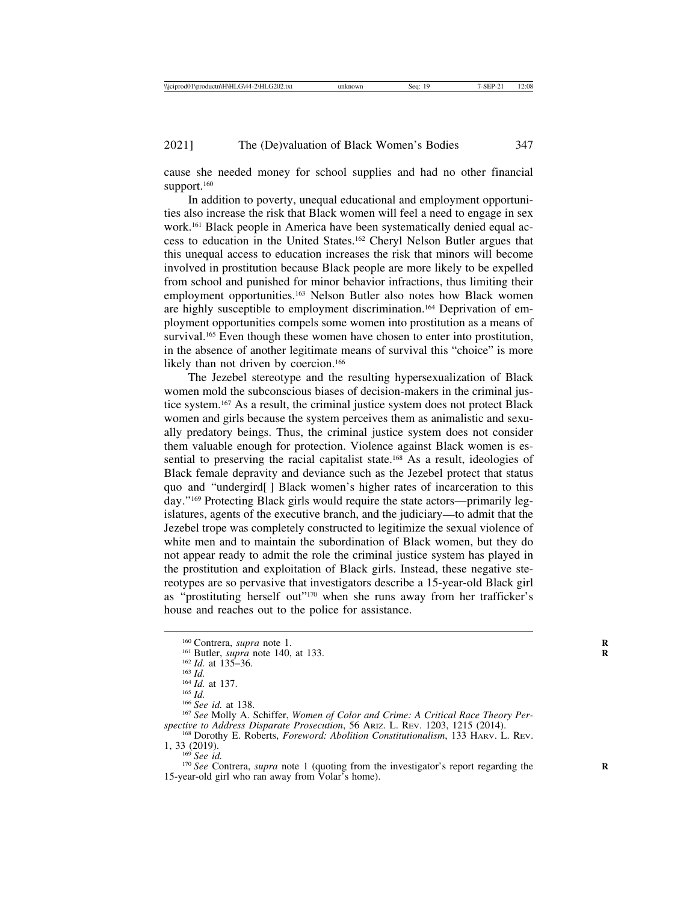cause she needed money for school supplies and had no other financial support.[160]

In addition to poverty, unequal educational and employment opportunities also increase the risk that Black women will feel a need to engage in sex work.[161] Black people in America have been systematically denied equal access to education in the United States.[162] Cheryl Nelson Butler argues that this unequal access to education increases the risk that minors will become involved in prostitution because Black people are more likely to be expelled from school and punished for minor behavior infractions, thus limiting their employment opportunities.[163] Nelson Butler also notes how Black women are highly susceptible to employment discrimination.[164] Deprivation of employment opportunities compels some women into prostitution as a means of survival.[165] Even though these women have chosen to enter into prostitution, in the absence of another legitimate means of survival this "choice" is more likely than not driven by coercion.[166]

The Jezebel stereotype and the resulting hypersexualization of Black women mold the subconscious biases of decision-makers in the criminal justice system.[167] As a result, the criminal justice system does not protect Black women and girls because the system perceives them as animalistic and sexually predatory beings. Thus, the criminal justice system does not consider them valuable enough for protection. Violence against Black women is essential to preserving the racial capitalist state.[168] As a result, ideologies of Black female depravity and deviance such as the Jezebel protect that status quo and "undergird[ ] Black women's higher rates of incarceration to this day."[169] Protecting Black girls would require the state actors—primarily legislatures, agents of the executive branch, and the judiciary—to admit that the Jezebel trope was completely constructed to legitimize the sexual violence of white men and to maintain the subordination of Black women, but they do not appear ready to admit the role the criminal justice system has played in the prostitution and exploitation of Black girls. Instead, these negative stereotypes are so pervasive that investigators describe a 15-year-old Black girl as "prostituting herself out"[170] when she runs away from her trafficker's house and reaches out to the police for assistance.

---

[160] Contrera, *supra* note 1.

[161] Butler, *supra* note 140, at 133.

[162] *Id.* at 135–36.

[163] *Id.*

[164] *Id.* at 137.

[165] *Id.*

[166] *See id.* at 138.

[167] *See* Molly A. Schiffer, *Women of Color and Crime: A Critical Race Theory Perspective to Address Disparate Prosecution*, 56 ARIZ. L. REV. 1203, 1215 (2014).

[168] Dorothy E. Roberts, *Foreword: Abolition Constitutionalism*, 133 HARV. L. REV. 1, 33 (2019).

[169] *See id.*

[170] *See* Contrera, *supra* note 1 (quoting from the investigator's report regarding the 15-year-old girl who ran away from Volar's home).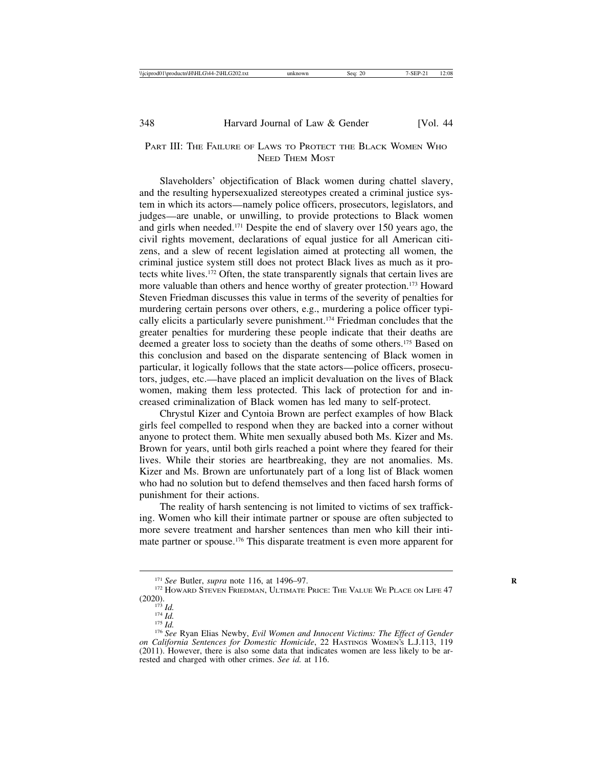## Part III: The Failure of Laws to Protect the Black Women Who Need Them Most

Slaveholders' objectification of Black women during chattel slavery, and the resulting hypersexualized stereotypes created a criminal justice system in which its actors—namely police officers, prosecutors, legislators, and judges—are unable, or unwilling, to provide protections to Black women and girls when needed.[171] Despite the end of slavery over 150 years ago, the civil rights movement, declarations of equal justice for all American citizens, and a slew of recent legislation aimed at protecting all women, the criminal justice system still does not protect Black lives as much as it protects white lives.[172] Often, the state transparently signals that certain lives are more valuable than others and hence worthy of greater protection.[173] Howard Steven Friedman discusses this value in terms of the severity of penalties for murdering certain persons over others, e.g., murdering a police officer typically elicits a particularly severe punishment.[174] Friedman concludes that the greater penalties for murdering these people indicate that their deaths are deemed a greater loss to society than the deaths of some others.[175] Based on this conclusion and based on the disparate sentencing of Black women in particular, it logically follows that the state actors—police officers, prosecutors, judges, etc.—have placed an implicit devaluation on the lives of Black women, making them less protected. This lack of protection for and increased criminalization of Black women has led many to self-protect.

Chrystul Kizer and Cyntoia Brown are perfect examples of how Black girls feel compelled to respond when they are backed into a corner without anyone to protect them. White men sexually abused both Ms. Kizer and Ms. Brown for years, until both girls reached a point where they feared for their lives. While their stories are heartbreaking, they are not anomalies. Ms. Kizer and Ms. Brown are unfortunately part of a long list of Black women who had no solution but to defend themselves and then faced harsh forms of punishment for their actions.

The reality of harsh sentencing is not limited to victims of sex trafficking. Women who kill their intimate partner or spouse are often subjected to more severe treatment and harsher sentences than men who kill their intimate partner or spouse.[176] This disparate treatment is even more apparent for

---

[171] *See* Butler, *supra* note 116, at 1496–97.

[172] Howard Steven Friedman, Ultimate Price: The Value We Place on Life 47 (2020).

[173] *Id.*

[174] *Id.*

[175] *Id.*

[176] *See* Ryan Elias Newby, *Evil Women and Innocent Victims: The Effect of Gender on California Sentences for Domestic Homicide*, 22 Hastings Women's L.J.113, 119 (2011). However, there is also some data that indicates women are less likely to be arrested and charged with other crimes. *See id.* at 116.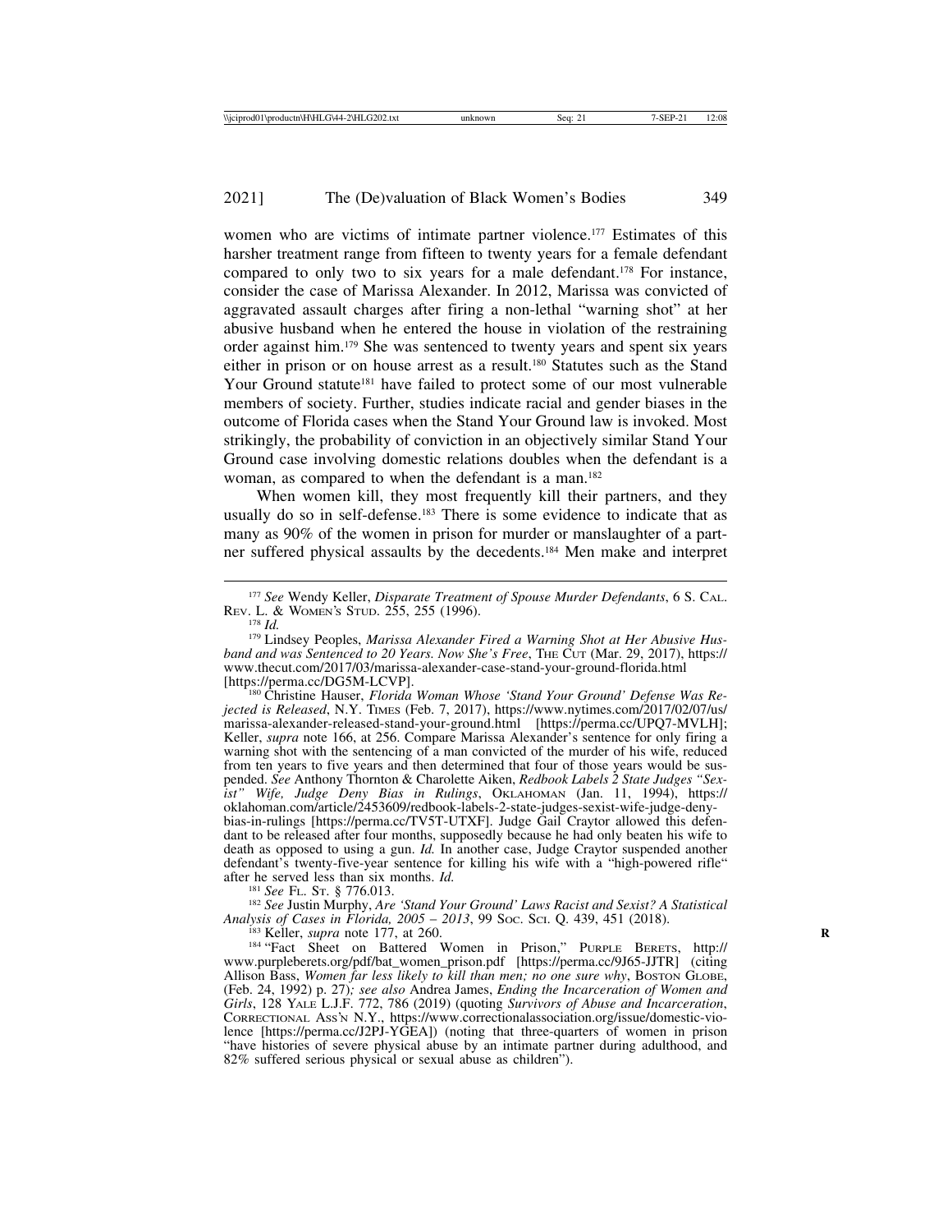women who are victims of intimate partner violence.[177] Estimates of this harsher treatment range from fifteen to twenty years for a female defendant compared to only two to six years for a male defendant.[178] For instance, consider the case of Marissa Alexander. In 2012, Marissa was convicted of aggravated assault charges after firing a non-lethal "warning shot" at her abusive husband when he entered the house in violation of the restraining order against him.[179] She was sentenced to twenty years and spent six years either in prison or on house arrest as a result.[180] Statutes such as the Stand Your Ground statute[181] have failed to protect some of our most vulnerable members of society. Further, studies indicate racial and gender biases in the outcome of Florida cases when the Stand Your Ground law is invoked. Most strikingly, the probability of conviction in an objectively similar Stand Your Ground case involving domestic relations doubles when the defendant is a woman, as compared to when the defendant is a man.[182]

When women kill, they most frequently kill their partners, and they usually do so in self-defense.[183] There is some evidence to indicate that as many as 90% of the women in prison for murder or manslaughter of a partner suffered physical assaults by the decedents.[184] Men make and interpret

---

[177] *See* Wendy Keller, *Disparate Treatment of Spouse Murder Defendants*, 6 S. CAL. REV. L. & WOMEN'S STUD. 255, 255 (1996).

[178] *Id.*

[179] Lindsey Peoples, *Marissa Alexander Fired a Warning Shot at Her Abusive Husband and was Sentenced to 20 Years. Now She's Free*, THE CUT (Mar. 29, 2017), https://www.thecut.com/2017/03/marissa-alexander-case-stand-your-ground-florida.html [https://perma.cc/DG5M-LCVP].

[180] Christine Hauser, *Florida Woman Whose 'Stand Your Ground' Defense Was Rejected is Released*, N.Y. TIMES (Feb. 7, 2017), https://www.nytimes.com/2017/02/07/us/marissa-alexander-released-stand-your-ground.html [https://perma.cc/UPQ7-MVLH]; Keller, *supra* note 166, at 256. Compare Marissa Alexander's sentence for only firing a warning shot with the sentencing of a man convicted of the murder of his wife, reduced from ten years to five years and then determined that four of those years would be suspended. *See* Anthony Thornton & Charolette Aiken, *Redbook Labels 2 State Judges "Sexist" Wife, Judge Deny Bias in Rulings*, OKLAHOMAN (Jan. 11, 1994), https://oklahoman.com/article/2453609/redbook-labels-2-state-judges-sexist-wife-judge-deny-bias-in-rulings [https://perma.cc/TV5T-UTXF]. Judge Gail Craytor allowed this defendant to be released after four months, supposedly because he had only beaten his wife to death as opposed to using a gun. *Id.* In another case, Judge Craytor suspended another defendant's twenty-five-year sentence for killing his wife with a "high-powered rifle" after he served less than six months. *Id.*

[181] *See* FL. ST. § 776.013.

[182] *See* Justin Murphy, *Are 'Stand Your Ground' Laws Racist and Sexist? A Statistical Analysis of Cases in Florida, 2005 – 2013*, 99 SOC. SCI. Q. 439, 451 (2018).

[183] Keller, *supra* note 177, at 260.

[184] "Fact Sheet on Battered Women in Prison," PURPLE BERETS, http://www.purpleberets.org/pdf/bat_women_prison.pdf [https://perma.cc/9J65-JJTR] (citing Allison Bass, *Women far less likely to kill than men; no one sure why*, BOSTON GLOBE, (Feb. 24, 1992) p. 27)*; see also* Andrea James, *Ending the Incarceration of Women and Girls*, 128 YALE L.J.F. 772, 786 (2019) (quoting *Survivors of Abuse and Incarceration*, CORRECTIONAL ASS'N N.Y., https://www.correctionalassociation.org/issue/domestic-violence [https://perma.cc/J2PJ-YGEA]) (noting that three-quarters of women in prison "have histories of severe physical abuse by an intimate partner during adulthood, and 82% suffered serious physical or sexual abuse as children").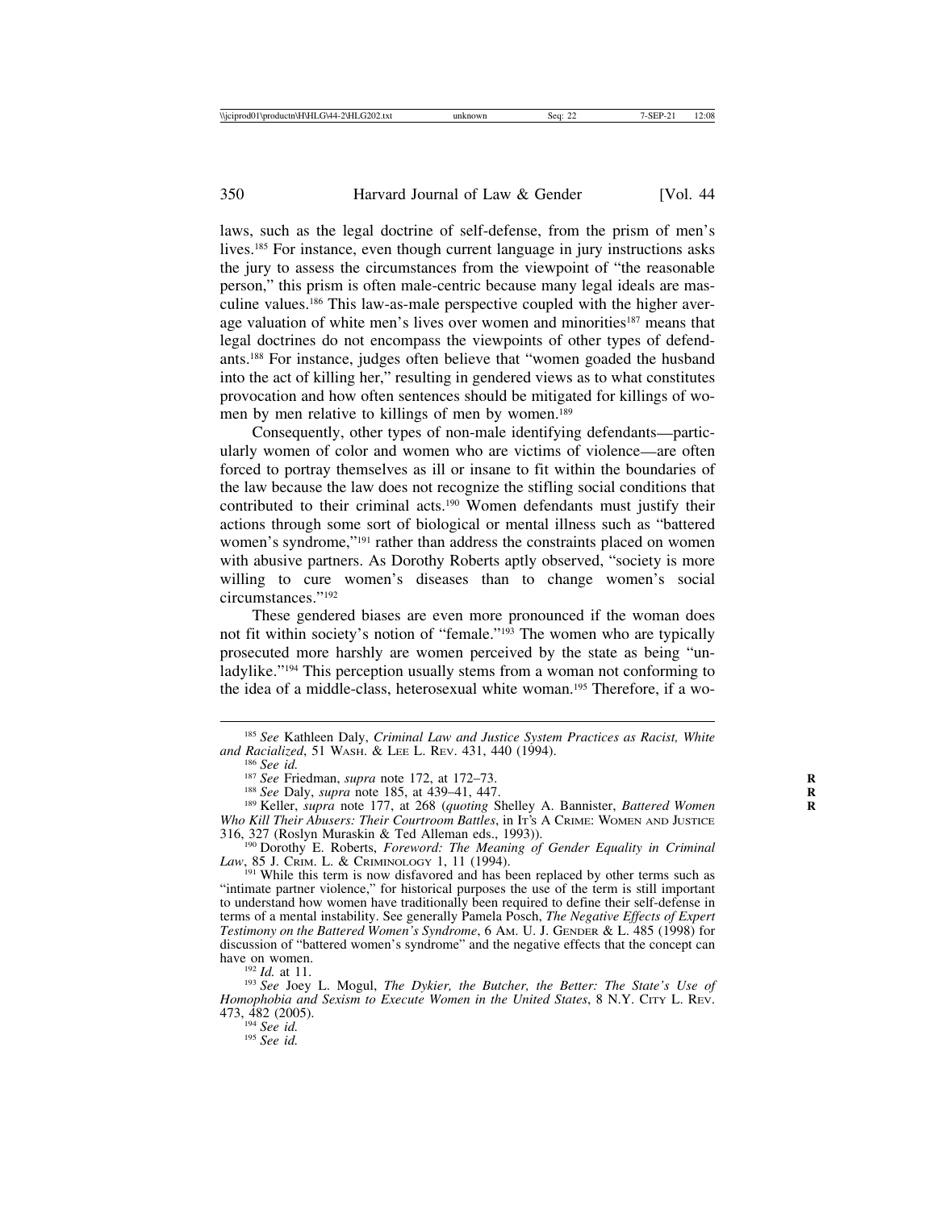laws, such as the legal doctrine of self-defense, from the prism of men's lives.[185] For instance, even though current language in jury instructions asks the jury to assess the circumstances from the viewpoint of "the reasonable person," this prism is often male-centric because many legal ideals are masculine values.[186] This law-as-male perspective coupled with the higher average valuation of white men's lives over women and minorities[187] means that legal doctrines do not encompass the viewpoints of other types of defendants.[188] For instance, judges often believe that "women goaded the husband into the act of killing her," resulting in gendered views as to what constitutes provocation and how often sentences should be mitigated for killings of women by men relative to killings of men by women.[189]

Consequently, other types of non-male identifying defendants—particularly women of color and women who are victims of violence—are often forced to portray themselves as ill or insane to fit within the boundaries of the law because the law does not recognize the stifling social conditions that contributed to their criminal acts.[190] Women defendants must justify their actions through some sort of biological or mental illness such as "battered women's syndrome,"[191] rather than address the constraints placed on women with abusive partners. As Dorothy Roberts aptly observed, "society is more willing to cure women's diseases than to change women's social circumstances."[192]

These gendered biases are even more pronounced if the woman does not fit within society's notion of "female."[193] The women who are typically prosecuted more harshly are women perceived by the state as being "unladylike."[194] This perception usually stems from a woman not conforming to the idea of a middle-class, heterosexual white woman.[195] Therefore, if a wo-

---

[185] *See* Kathleen Daly, *Criminal Law and Justice System Practices as Racist, White and Racialized*, 51 WASH. & LEE L. REV. 431, 440 (1994).

[186] *See id.*

[187] *See* Friedman, *supra* note 172, at 172–73.

[188] *See* Daly, *supra* note 185, at 439–41, 447.

[189] Keller, *supra* note 177, at 268 (*quoting* Shelley A. Bannister, *Battered Women Who Kill Their Abusers: Their Courtroom Battles*, in IT'S A CRIME: WOMEN AND JUSTICE 316, 327 (Roslyn Muraskin & Ted Alleman eds., 1993)).

[190] Dorothy E. Roberts, *Foreword: The Meaning of Gender Equality in Criminal Law*, 85 J. CRIM. L. & CRIMINOLOGY 1, 11 (1994).

[191] While this term is now disfavored and has been replaced by other terms such as "intimate partner violence," for historical purposes the use of the term is still important to understand how women have traditionally been required to define their self-defense in terms of a mental instability. See generally Pamela Posch, *The Negative Effects of Expert Testimony on the Battered Women's Syndrome*, 6 AM. U. J. GENDER & L. 485 (1998) for discussion of "battered women's syndrome" and the negative effects that the concept can have on women.

[192] *Id.* at 11.

[193] *See* Joey L. Mogul, *The Dykier, the Butcher, the Better: The State's Use of Homophobia and Sexism to Execute Women in the United States*, 8 N.Y. CITY L. REV. 473, 482 (2005).

[194] *See id.*

[195] *See id.*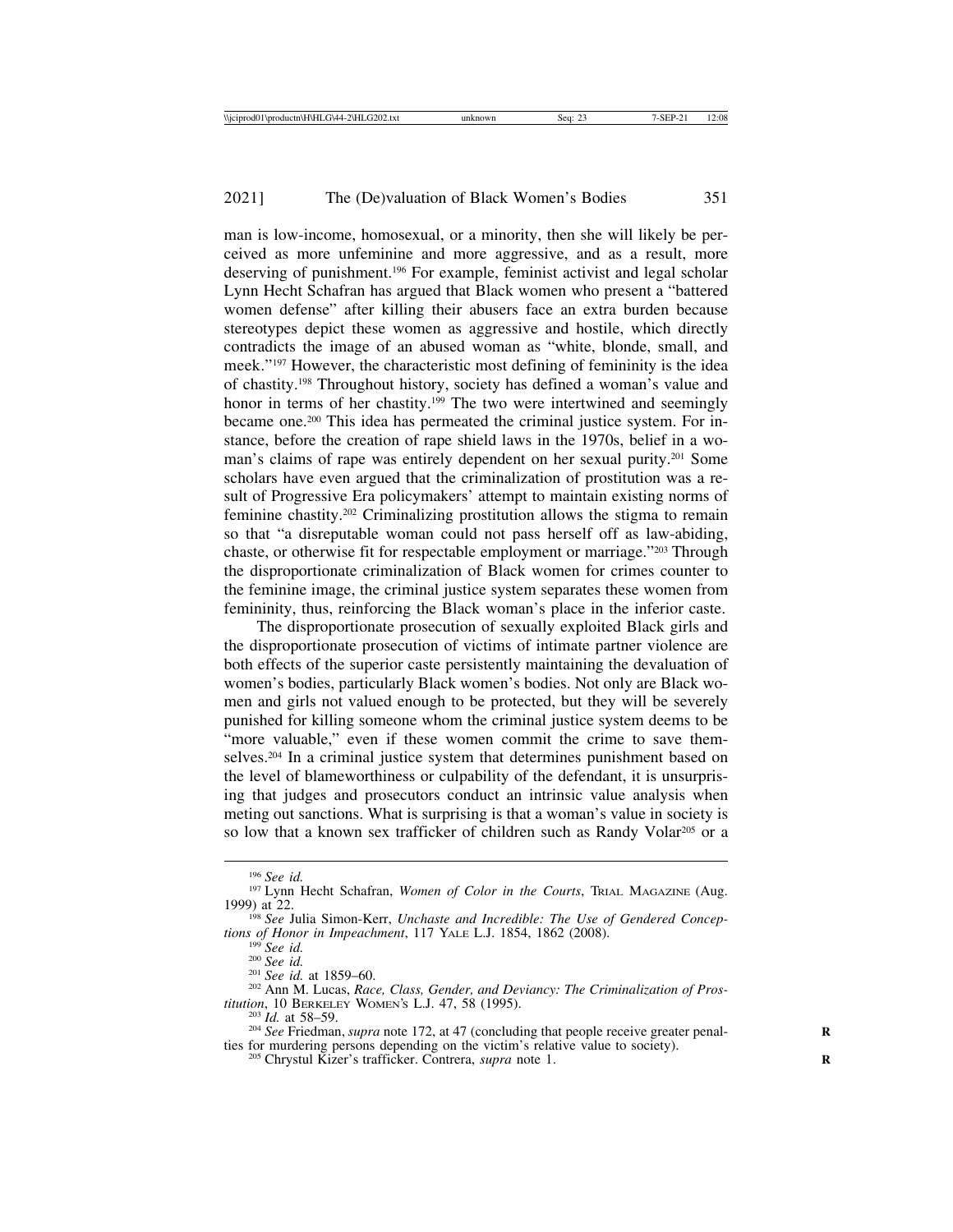man is low-income, homosexual, or a minority, then she will likely be perceived as more unfeminine and more aggressive, and as a result, more deserving of punishment.[196] For example, feminist activist and legal scholar Lynn Hecht Schafran has argued that Black women who present a "battered women defense" after killing their abusers face an extra burden because stereotypes depict these women as aggressive and hostile, which directly contradicts the image of an abused woman as "white, blonde, small, and meek."[197] However, the characteristic most defining of femininity is the idea of chastity.[198] Throughout history, society has defined a woman's value and honor in terms of her chastity.[199] The two were intertwined and seemingly became one.[200] This idea has permeated the criminal justice system. For instance, before the creation of rape shield laws in the 1970s, belief in a woman's claims of rape was entirely dependent on her sexual purity.[201] Some scholars have even argued that the criminalization of prostitution was a result of Progressive Era policymakers' attempt to maintain existing norms of feminine chastity.[202] Criminalizing prostitution allows the stigma to remain so that "a disreputable woman could not pass herself off as law-abiding, chaste, or otherwise fit for respectable employment or marriage."[203] Through the disproportionate criminalization of Black women for crimes counter to the feminine image, the criminal justice system separates these women from femininity, thus, reinforcing the Black woman's place in the inferior caste.

The disproportionate prosecution of sexually exploited Black girls and the disproportionate prosecution of victims of intimate partner violence are both effects of the superior caste persistently maintaining the devaluation of women's bodies, particularly Black women's bodies. Not only are Black women and girls not valued enough to be protected, but they will be severely punished for killing someone whom the criminal justice system deems to be "more valuable," even if these women commit the crime to save themselves.[204] In a criminal justice system that determines punishment based on the level of blameworthiness or culpability of the defendant, it is unsurprising that judges and prosecutors conduct an intrinsic value analysis when meting out sanctions. What is surprising is that a woman's value in society is so low that a known sex trafficker of children such as Randy Volar[205] or a

---

[196] *See id.*

[197] Lynn Hecht Schafran, *Women of Color in the Courts*, TRIAL MAGAZINE (Aug. 1999) at 22.

[198] *See* Julia Simon-Kerr, *Unchaste and Incredible: The Use of Gendered Conceptions of Honor in Impeachment*, 117 YALE L.J. 1854, 1862 (2008).

[199] *See id.*

[200] *See id.*

[201] *See id.* at 1859–60.

[202] Ann M. Lucas, *Race, Class, Gender, and Deviancy: The Criminalization of Prostitution*, 10 BERKELEY WOMEN'S L.J. 47, 58 (1995).

[203] *Id.* at 58–59.

[204] *See* Friedman, *supra* note 172, at 47 (concluding that people receive greater penalties for murdering persons depending on the victim's relative value to society).

[205] Chrystul Kizer's trafficker. Contrera, *supra* note 1.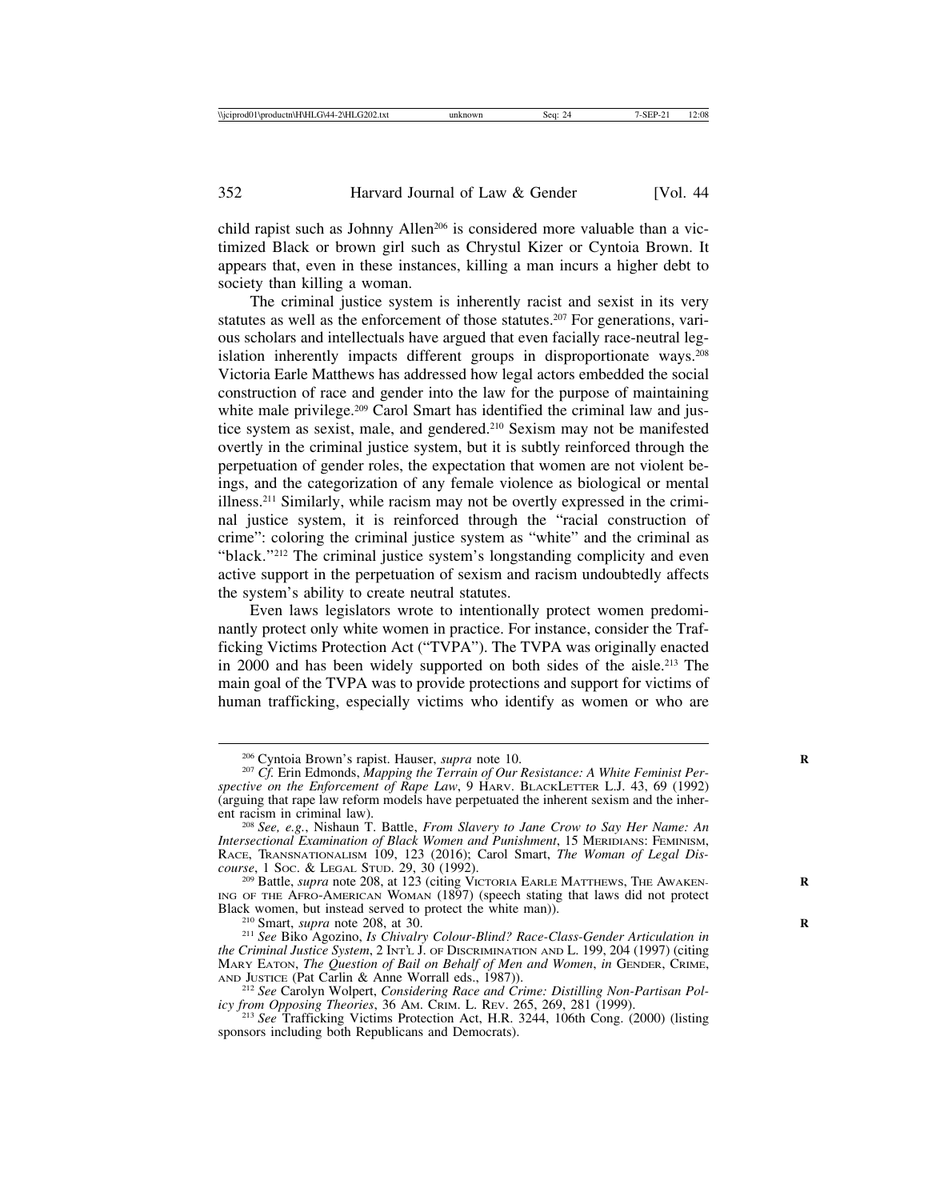child rapist such as Johnny Allen[206] is considered more valuable than a victimized Black or brown girl such as Chrystul Kizer or Cyntoia Brown. It appears that, even in these instances, killing a man incurs a higher debt to society than killing a woman.

The criminal justice system is inherently racist and sexist in its very statutes as well as the enforcement of those statutes.[207] For generations, various scholars and intellectuals have argued that even facially race-neutral legislation inherently impacts different groups in disproportionate ways.[208] Victoria Earle Matthews has addressed how legal actors embedded the social construction of race and gender into the law for the purpose of maintaining white male privilege.[209] Carol Smart has identified the criminal law and justice system as sexist, male, and gendered.[210] Sexism may not be manifested overtly in the criminal justice system, but it is subtly reinforced through the perpetuation of gender roles, the expectation that women are not violent beings, and the categorization of any female violence as biological or mental illness.[211] Similarly, while racism may not be overtly expressed in the criminal justice system, it is reinforced through the "racial construction of crime": coloring the criminal justice system as "white" and the criminal as "black."[212] The criminal justice system's longstanding complicity and even active support in the perpetuation of sexism and racism undoubtedly affects the system's ability to create neutral statutes.

Even laws legislators wrote to intentionally protect women predominantly protect only white women in practice. For instance, consider the Trafficking Victims Protection Act ("TVPA"). The TVPA was originally enacted in 2000 and has been widely supported on both sides of the aisle.[213] The main goal of the TVPA was to provide protections and support for victims of human trafficking, especially victims who identify as women or who are

---

[206] Cyntoia Brown's rapist. Hauser, *supra* note 10.

[207] *Cf.* Erin Edmonds, *Mapping the Terrain of Our Resistance: A White Feminist Perspective on the Enforcement of Rape Law*, 9 HARV. BLACKLETTER L.J. 43, 69 (1992) (arguing that rape law reform models have perpetuated the inherent sexism and the inherent racism in criminal law).

[208] *See, e.g.*, Nishaun T. Battle, *From Slavery to Jane Crow to Say Her Name: An Intersectional Examination of Black Women and Punishment*, 15 MERIDIANS: FEMINISM, RACE, TRANSNATIONALISM 109, 123 (2016); Carol Smart, *The Woman of Legal Discourse*, 1 SOC. & LEGAL STUD. 29, 30 (1992).

[209] Battle, *supra* note 208, at 123 (citing VICTORIA EARLE MATTHEWS, THE AWAKENING OF THE AFRO-AMERICAN WOMAN (1897) (speech stating that laws did not protect Black women, but instead served to protect the white man)).

[210] Smart, *supra* note 208, at 30.

[211] *See* Biko Agozino, *Is Chivalry Colour-Blind? Race-Class-Gender Articulation in the Criminal Justice System*, 2 INT'L J. OF DISCRIMINATION AND L. 199, 204 (1997) (citing MARY EATON, *The Question of Bail on Behalf of Men and Women*, *in* GENDER, CRIME, AND JUSTICE (Pat Carlin & Anne Worrall eds., 1987)).

[212] *See* Carolyn Wolpert, *Considering Race and Crime: Distilling Non-Partisan Policy from Opposing Theories*, 36 AM. CRIM. L. REV. 265, 269, 281 (1999).

[213] *See* Trafficking Victims Protection Act, H.R. 3244, 106th Cong. (2000) (listing sponsors including both Republicans and Democrats).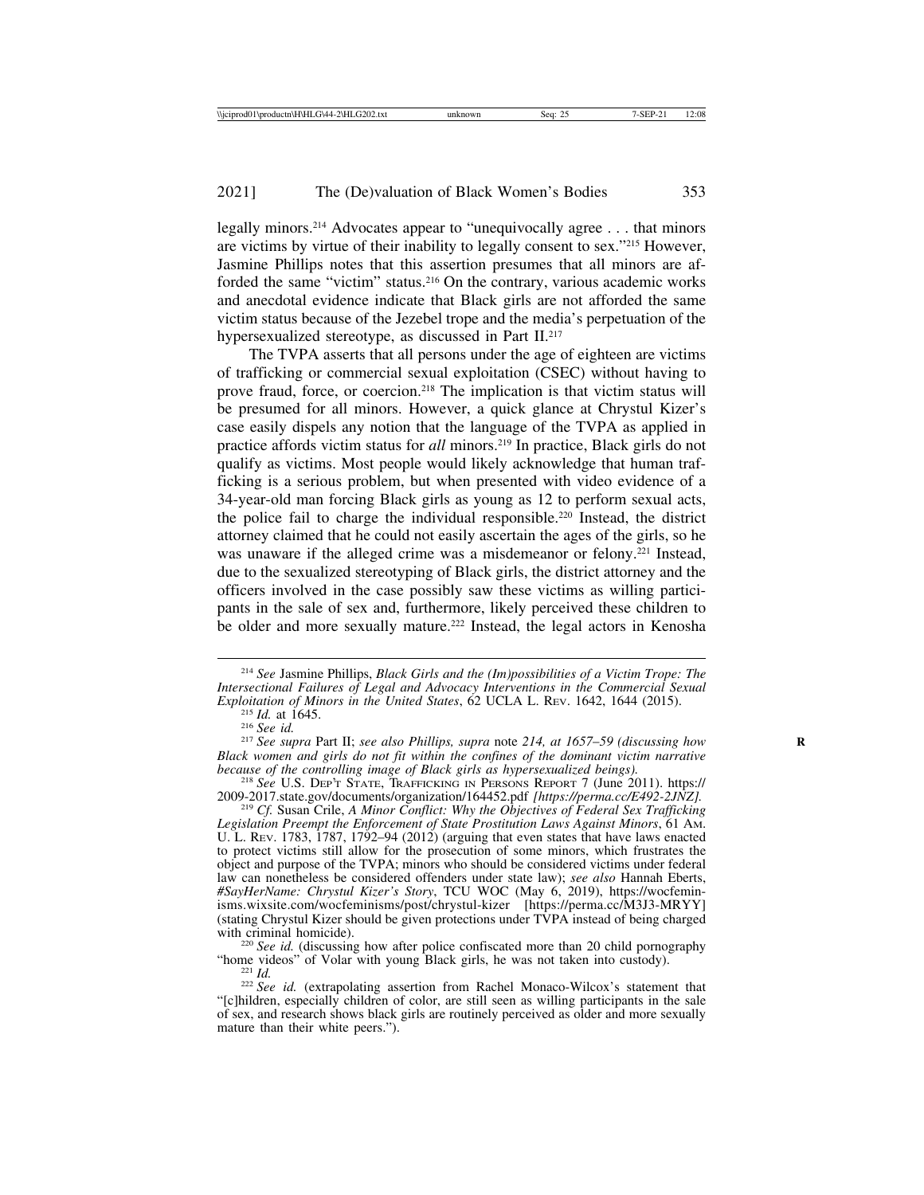legally minors.[214] Advocates appear to "unequivocally agree . . . that minors are victims by virtue of their inability to legally consent to sex."[215] However, Jasmine Phillips notes that this assertion presumes that all minors are afforded the same "victim" status.[216] On the contrary, various academic works and anecdotal evidence indicate that Black girls are not afforded the same victim status because of the Jezebel trope and the media's perpetuation of the hypersexualized stereotype, as discussed in Part II.[217]

The TVPA asserts that all persons under the age of eighteen are victims of trafficking or commercial sexual exploitation (CSEC) without having to prove fraud, force, or coercion.[218] The implication is that victim status will be presumed for all minors. However, a quick glance at Chrystul Kizer's case easily dispels any notion that the language of the TVPA as applied in practice affords victim status for *all* minors.[219] In practice, Black girls do not qualify as victims. Most people would likely acknowledge that human trafficking is a serious problem, but when presented with video evidence of a 34-year-old man forcing Black girls as young as 12 to perform sexual acts, the police fail to charge the individual responsible.[220] Instead, the district attorney claimed that he could not easily ascertain the ages of the girls, so he was unaware if the alleged crime was a misdemeanor or felony.[221] Instead, due to the sexualized stereotyping of Black girls, the district attorney and the officers involved in the case possibly saw these victims as willing participants in the sale of sex and, furthermore, likely perceived these children to be older and more sexually mature.[222] Instead, the legal actors in Kenosha

---

[214] *See* Jasmine Phillips, *Black Girls and the (Im)possibilities of a Victim Trope: The Intersectional Failures of Legal and Advocacy Interventions in the Commercial Sexual Exploitation of Minors in the United States*, 62 UCLA L. Rev. 1642, 1644 (2015).

[215] *Id.* at 1645.

[216] *See id.*

[217] *See supra* Part II; *see also Phillips, supra* note *214, at 1657–59 (discussing how Black women and girls do not fit within the confines of the dominant victim narrative because of the controlling image of Black girls as hypersexualized beings).*

[218] *See* U.S. Dep't State, Trafficking in Persons Report 7 (June 2011). https://2009-2017.state.gov/documents/organization/164452.pdf *[https://perma.cc/E492-2JNZ].*

[219] *Cf.* Susan Crile, *A Minor Conflict: Why the Objectives of Federal Sex Trafficking Legislation Preempt the Enforcement of State Prostitution Laws Against Minors*, 61 Am. U. L. Rev. 1783, 1787, 1792–94 (2012) (arguing that even states that have laws enacted to protect victims still allow for the prosecution of some minors, which frustrates the object and purpose of the TVPA; minors who should be considered victims under federal law can nonetheless be considered offenders under state law); *see also* Hannah Eberts, *#SayHerName: Chrystul Kizer's Story*, TCU WOC (May 6, 2019), https://wocfeminisms.wixsite.com/wocfeminisms/post/chrystul-kizer [https://perma.cc/M3J3-MRYY] (stating Chrystul Kizer should be given protections under TVPA instead of being charged with criminal homicide).

[220] *See id.* (discussing how after police confiscated more than 20 child pornography "home videos" of Volar with young Black girls, he was not taken into custody).

[221] *Id.*

[222] *See id.* (extrapolating assertion from Rachel Monaco-Wilcox's statement that "[c]hildren, especially children of color, are still seen as willing participants in the sale of sex, and research shows black girls are routinely perceived as older and more sexually mature than their white peers.").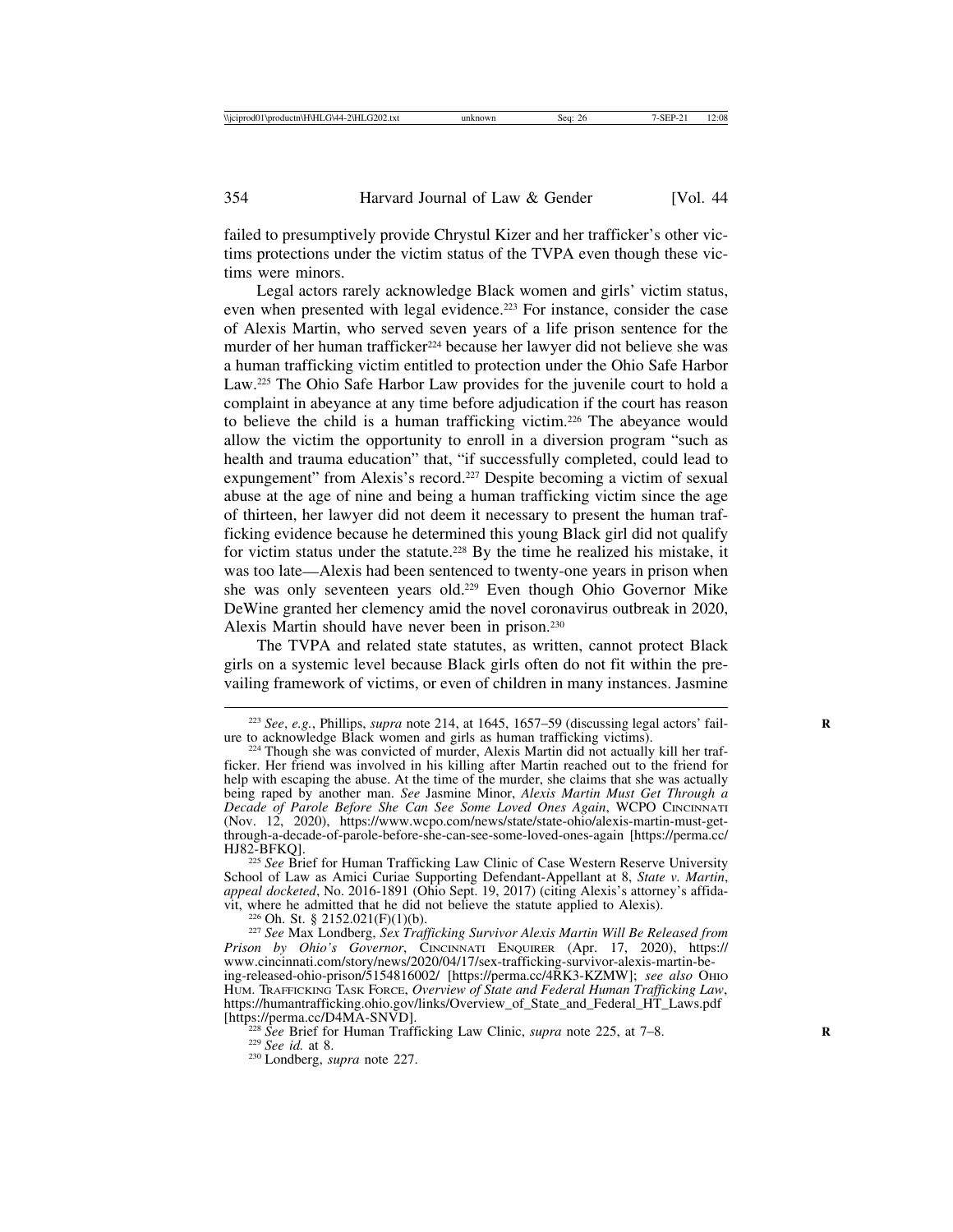failed to presumptively provide Chrystul Kizer and her trafficker's other victims protections under the victim status of the TVPA even though these victims were minors.

Legal actors rarely acknowledge Black women and girls' victim status, even when presented with legal evidence.[223] For instance, consider the case of Alexis Martin, who served seven years of a life prison sentence for the murder of her human trafficker[224] because her lawyer did not believe she was a human trafficking victim entitled to protection under the Ohio Safe Harbor Law.[225] The Ohio Safe Harbor Law provides for the juvenile court to hold a complaint in abeyance at any time before adjudication if the court has reason to believe the child is a human trafficking victim.[226] The abeyance would allow the victim the opportunity to enroll in a diversion program "such as health and trauma education" that, "if successfully completed, could lead to expungement" from Alexis's record.[227] Despite becoming a victim of sexual abuse at the age of nine and being a human trafficking victim since the age of thirteen, her lawyer did not deem it necessary to present the human trafficking evidence because he determined this young Black girl did not qualify for victim status under the statute.[228] By the time he realized his mistake, it was too late—Alexis had been sentenced to twenty-one years in prison when she was only seventeen years old.[229] Even though Ohio Governor Mike DeWine granted her clemency amid the novel coronavirus outbreak in 2020, Alexis Martin should have never been in prison.[230]

The TVPA and related state statutes, as written, cannot protect Black girls on a systemic level because Black girls often do not fit within the prevailing framework of victims, or even of children in many instances. Jasmine

---

[223] *See*, *e.g.*, Phillips, *supra* note 214, at 1645, 1657–59 (discussing legal actors' failure to acknowledge Black women and girls as human trafficking victims).

[224] Though she was convicted of murder, Alexis Martin did not actually kill her trafficker. Her friend was involved in his killing after Martin reached out to the friend for help with escaping the abuse. At the time of the murder, she claims that she was actually being raped by another man. *See* Jasmine Minor, *Alexis Martin Must Get Through a Decade of Parole Before She Can See Some Loved Ones Again*, WCPO CINCINNATI (Nov. 12, 2020), https://www.wcpo.com/news/state/state-ohio/alexis-martin-must-get-through-a-decade-of-parole-before-she-can-see-some-loved-ones-again [https://perma.cc/HJ82-BFKQ].

[225] *See* Brief for Human Trafficking Law Clinic of Case Western Reserve University School of Law as Amici Curiae Supporting Defendant-Appellant at 8, *State v. Martin*, *appeal docketed*, No. 2016-1891 (Ohio Sept. 19, 2017) (citing Alexis's attorney's affidavit, where he admitted that he did not believe the statute applied to Alexis).

[226] Oh. St. § 2152.021(F)(1)(b).

[227] *See* Max Londberg, *Sex Trafficking Survivor Alexis Martin Will Be Released from Prison by Ohio's Governor*, CINCINNATI ENQUIRER (Apr. 17, 2020), https://www.cincinnati.com/story/news/2020/04/17/sex-trafficking-survivor-alexis-martin-being-released-ohio-prison/5154816002/ [https://perma.cc/4RK3-KZMW]; *see also* OHIO HUM. TRAFFICKING TASK FORCE, *Overview of State and Federal Human Trafficking Law*, https://humantrafficking.ohio.gov/links/Overview_of_State_and_Federal_HT_Laws.pdf [https://perma.cc/D4MA-SNVD].

[228] *See* Brief for Human Trafficking Law Clinic, *supra* note 225, at 7–8.

[229] *See id.* at 8.

[230] Londberg, *supra* note 227.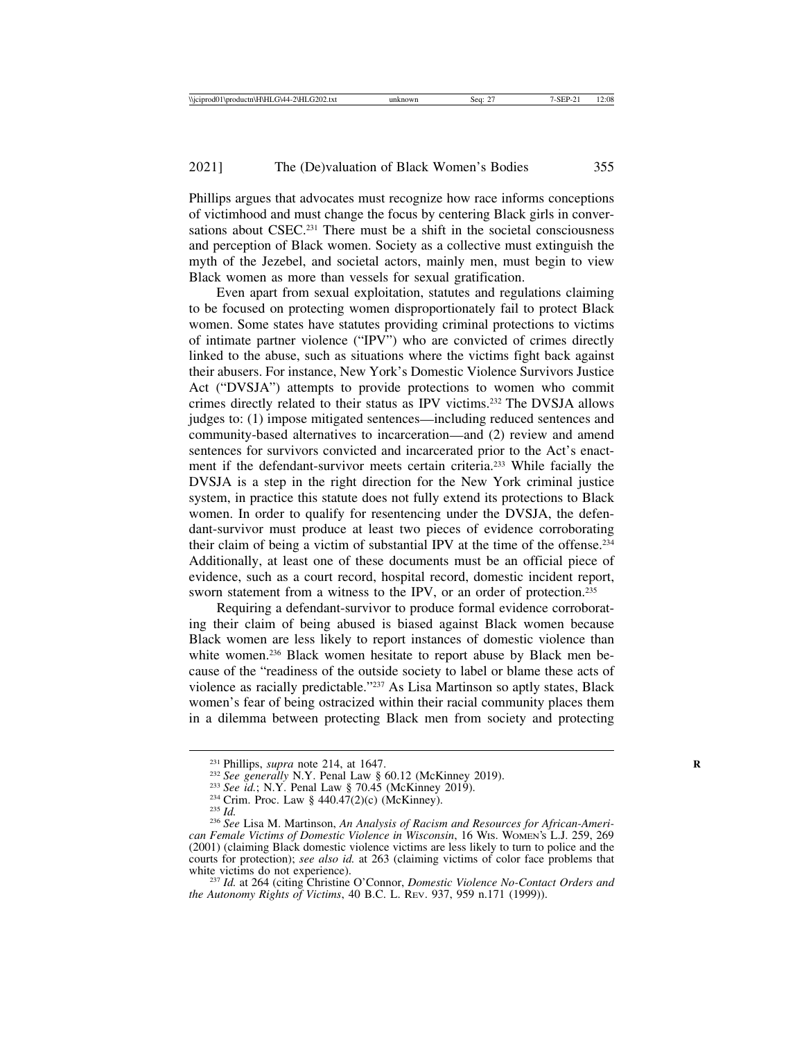Phillips argues that advocates must recognize how race informs conceptions of victimhood and must change the focus by centering Black girls in conversations about CSEC.[231] There must be a shift in the societal consciousness and perception of Black women. Society as a collective must extinguish the myth of the Jezebel, and societal actors, mainly men, must begin to view Black women as more than vessels for sexual gratification.

Even apart from sexual exploitation, statutes and regulations claiming to be focused on protecting women disproportionately fail to protect Black women. Some states have statutes providing criminal protections to victims of intimate partner violence ("IPV") who are convicted of crimes directly linked to the abuse, such as situations where the victims fight back against their abusers. For instance, New York's Domestic Violence Survivors Justice Act ("DVSJA") attempts to provide protections to women who commit crimes directly related to their status as IPV victims.[232] The DVSJA allows judges to: (1) impose mitigated sentences—including reduced sentences and community-based alternatives to incarceration—and (2) review and amend sentences for survivors convicted and incarcerated prior to the Act's enactment if the defendant-survivor meets certain criteria.[233] While facially the DVSJA is a step in the right direction for the New York criminal justice system, in practice this statute does not fully extend its protections to Black women. In order to qualify for resentencing under the DVSJA, the defendant-survivor must produce at least two pieces of evidence corroborating their claim of being a victim of substantial IPV at the time of the offense.[234] Additionally, at least one of these documents must be an official piece of evidence, such as a court record, hospital record, domestic incident report, sworn statement from a witness to the IPV, or an order of protection.[235]

Requiring a defendant-survivor to produce formal evidence corroborating their claim of being abused is biased against Black women because Black women are less likely to report instances of domestic violence than white women.[236] Black women hesitate to report abuse by Black men because of the "readiness of the outside society to label or blame these acts of violence as racially predictable."[237] As Lisa Martinson so aptly states, Black women's fear of being ostracized within their racial community places them in a dilemma between protecting Black men from society and protecting

---

[231] Phillips, *supra* note 214, at 1647.

[232] *See generally* N.Y. Penal Law § 60.12 (McKinney 2019).

[233] *See id.*; N.Y. Penal Law § 70.45 (McKinney 2019).

[234] Crim. Proc. Law § 440.47(2)(c) (McKinney).

[235] *Id.*

[236] *See* Lisa M. Martinson, *An Analysis of Racism and Resources for African-American Female Victims of Domestic Violence in Wisconsin*, 16 Wis. Women's L.J. 259, 269 (2001) (claiming Black domestic violence victims are less likely to turn to police and the courts for protection); *see also id.* at 263 (claiming victims of color face problems that white victims do not experience).

[237] *Id.* at 264 (citing Christine O'Connor, *Domestic Violence No-Contact Orders and the Autonomy Rights of Victims*, 40 B.C. L. Rev. 937, 959 n.171 (1999)).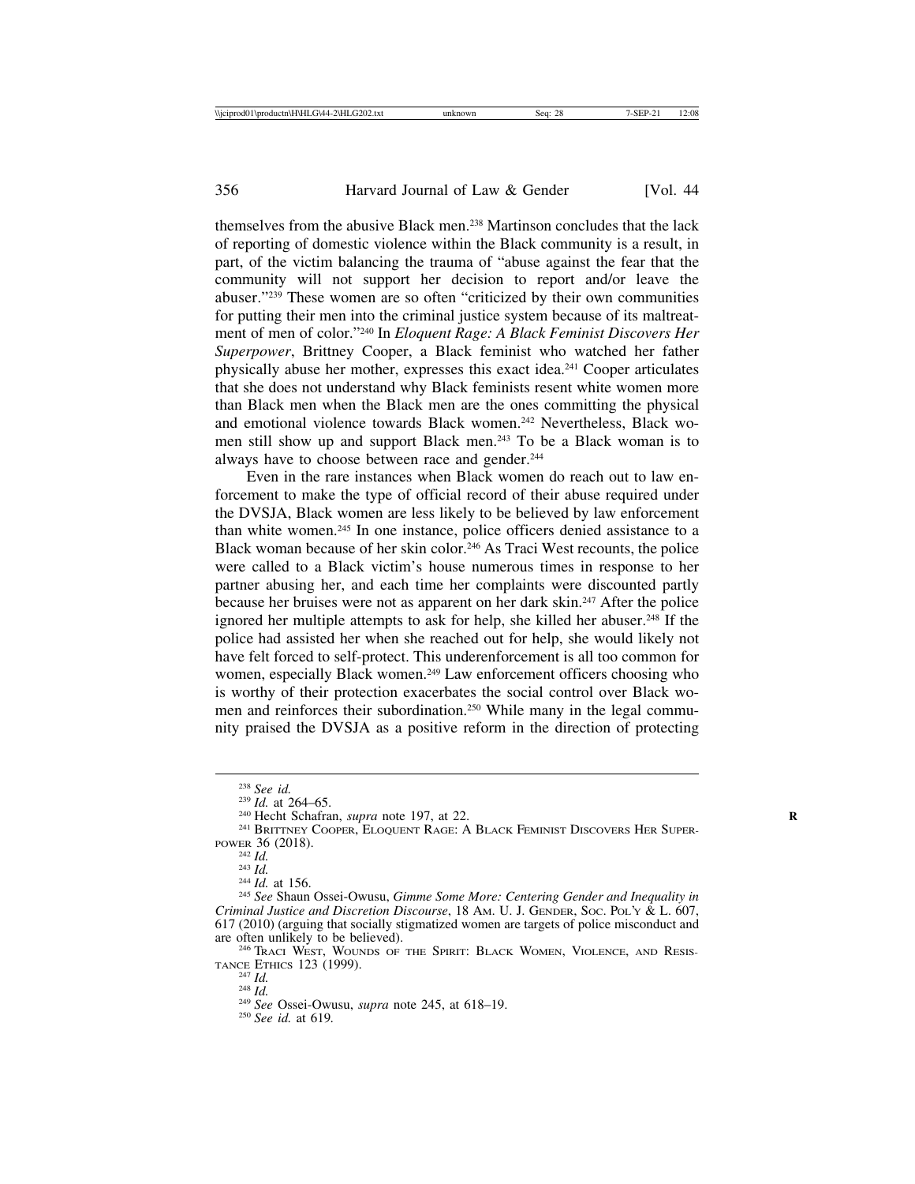themselves from the abusive Black men.[238] Martinson concludes that the lack of reporting of domestic violence within the Black community is a result, in part, of the victim balancing the trauma of "abuse against the fear that the community will not support her decision to report and/or leave the abuser."[239] These women are so often "criticized by their own communities for putting their men into the criminal justice system because of its maltreatment of men of color."[240] In *Eloquent Rage: A Black Feminist Discovers Her Superpower*, Brittney Cooper, a Black feminist who watched her father physically abuse her mother, expresses this exact idea.[241] Cooper articulates that she does not understand why Black feminists resent white women more than Black men when the Black men are the ones committing the physical and emotional violence towards Black women.[242] Nevertheless, Black women still show up and support Black men.[243] To be a Black woman is to always have to choose between race and gender.[244]

Even in the rare instances when Black women do reach out to law enforcement to make the type of official record of their abuse required under the DVSJA, Black women are less likely to be believed by law enforcement than white women.[245] In one instance, police officers denied assistance to a Black woman because of her skin color.[246] As Traci West recounts, the police were called to a Black victim's house numerous times in response to her partner abusing her, and each time her complaints were discounted partly because her bruises were not as apparent on her dark skin.[247] After the police ignored her multiple attempts to ask for help, she killed her abuser.[248] If the police had assisted her when she reached out for help, she would likely not have felt forced to self-protect. This underenforcement is all too common for women, especially Black women.[249] Law enforcement officers choosing who is worthy of their protection exacerbates the social control over Black women and reinforces their subordination.[250] While many in the legal community praised the DVSJA as a positive reform in the direction of protecting

---

[238] *See id.*

[239] *Id.* at 264–65.

[240] Hecht Schafran, *supra* note 197, at 22.

[241] Brittney Cooper, Eloquent Rage: A Black Feminist Discovers Her Superpower 36 (2018).

[242] *Id.*

[243] *Id.*

[244] *Id.* at 156.

[245] *See* Shaun Ossei-Owusu, *Gimme Some More: Centering Gender and Inequality in Criminal Justice and Discretion Discourse*, 18 Am. U. J. Gender, Soc. Pol'y & L. 607, 617 (2010) (arguing that socially stigmatized women are targets of police misconduct and are often unlikely to be believed).

[246] Traci West, Wounds of the Spirit: Black Women, Violence, and Resistance Ethics 123 (1999).

[247] *Id.*

[248] *Id.*

[249] *See* Ossei-Owusu, *supra* note 245, at 618–19.

[250] *See id.* at 619.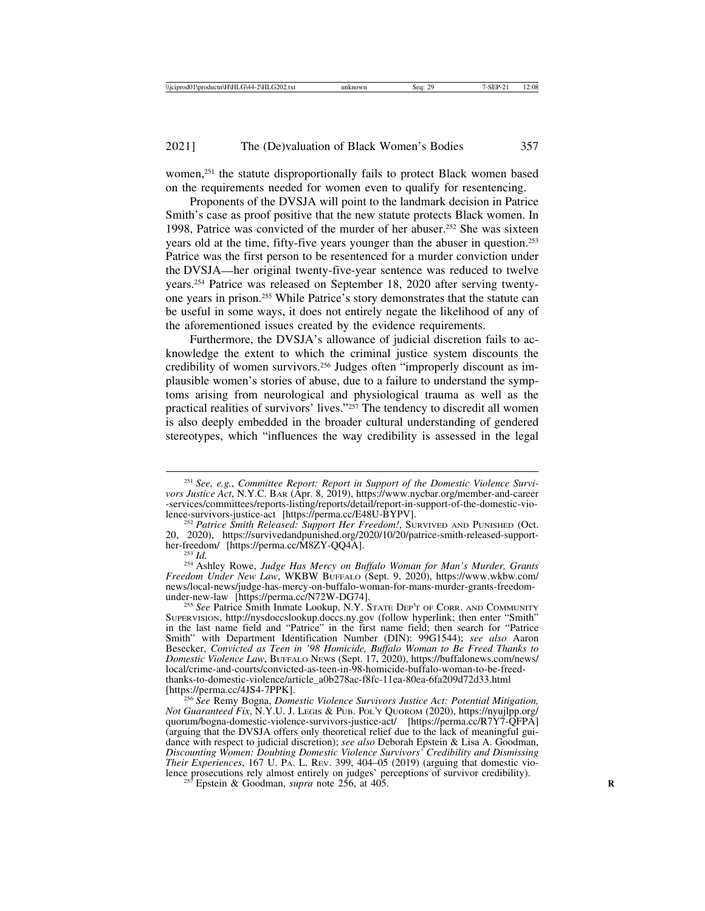women,[251] the statute disproportionally fails to protect Black women based on the requirements needed for women even to qualify for resentencing.

Proponents of the DVSJA will point to the landmark decision in Patrice Smith's case as proof positive that the new statute protects Black women. In 1998, Patrice was convicted of the murder of her abuser.[252] She was sixteen years old at the time, fifty-five years younger than the abuser in question.[253] Patrice was the first person to be resentenced for a murder conviction under the DVSJA—her original twenty-five-year sentence was reduced to twelve years.[254] Patrice was released on September 18, 2020 after serving twenty-one years in prison.[255] While Patrice's story demonstrates that the statute can be useful in some ways, it does not entirely negate the likelihood of any of the aforementioned issues created by the evidence requirements.

Furthermore, the DVSJA's allowance of judicial discretion fails to acknowledge the extent to which the criminal justice system discounts the credibility of women survivors.[256] Judges often "improperly discount as implausible women's stories of abuse, due to a failure to understand the symptoms arising from neurological and physiological trauma as well as the practical realities of survivors' lives."[257] The tendency to discredit all women is also deeply embedded in the broader cultural understanding of gendered stereotypes, which "influences the way credibility is assessed in the legal

---

[251] *See, e.g.*, *Committee Report: Report in Support of the Domestic Violence Survivors Justice Act*, N.Y.C. BAR (Apr. 8, 2019), https://www.nycbar.org/member-and-career-services/committees/reports-listing/reports/detail/report-in-support-of-the-domestic-violence-survivors-justice-act [https://perma.cc/E48U-BYPV].

[252] *Patrice Smith Released: Support Her Freedom!*, SURVIVED AND PUNISHED (Oct. 20, 2020), https://survivedandpunished.org/2020/10/20/patrice-smith-released-support-her-freedom/ [https://perma.cc/M8ZY-QQ4A].

[253] *Id.*

[254] Ashley Rowe, *Judge Has Mercy on Buffalo Woman for Man's Murder, Grants Freedom Under New Law*, WKBW BUFFALO (Sept. 9, 2020), https://www.wkbw.com/news/local-news/judge-has-mercy-on-buffalo-woman-for-mans-murder-grants-freedom-under-new-law [https://perma.cc/N72W-DG74].

[255] *See* Patrice Smith Inmate Lookup, N.Y. STATE DEP'T OF CORR. AND COMMUNITY SUPERVISION, http://nysdoccslookup.doccs.ny.gov (follow hyperlink; then enter "Smith" in the last name field and "Patrice" in the first name field; then search for "Patrice Smith" with Department Identification Number (DIN): 99G1544); *see also* Aaron Besecker, *Convicted as Teen in '98 Homicide, Buffalo Woman to Be Freed Thanks to Domestic Violence Law*, BUFFALO NEWS (Sept. 17, 2020), https://buffalonews.com/news/local/crime-and-courts/convicted-as-teen-in-98-homicide-buffalo-woman-to-be-freed-thanks-to-domestic-violence/article_a0b278ac-f8fc-11ea-80ea-6fa209d72d33.html [https://perma.cc/4JS4-7PPK].

[256] *See* Remy Bogna, *Domestic Violence Survivors Justice Act: Potential Mitigation, Not Guaranteed Fix*, N.Y.U. J. LEGIS & PUB. POL'Y QUORUM (2020), https://nyujlpp.org/quorum/bogna-domestic-violence-survivors-justice-act/ [https://perma.cc/R7Y7-QFPA] (arguing that the DVSJA offers only theoretical relief due to the lack of meaningful guidance with respect to judicial discretion); *see also* Deborah Epstein & Lisa A. Goodman, *Discounting Women: Doubting Domestic Violence Survivors' Credibility and Dismissing Their Experiences*, 167 U. PA. L. REV. 399, 404–05 (2019) (arguing that domestic violence prosecutions rely almost entirely on judges' perceptions of survivor credibility).

[257] Epstein & Goodman, *supra* note 256, at 405.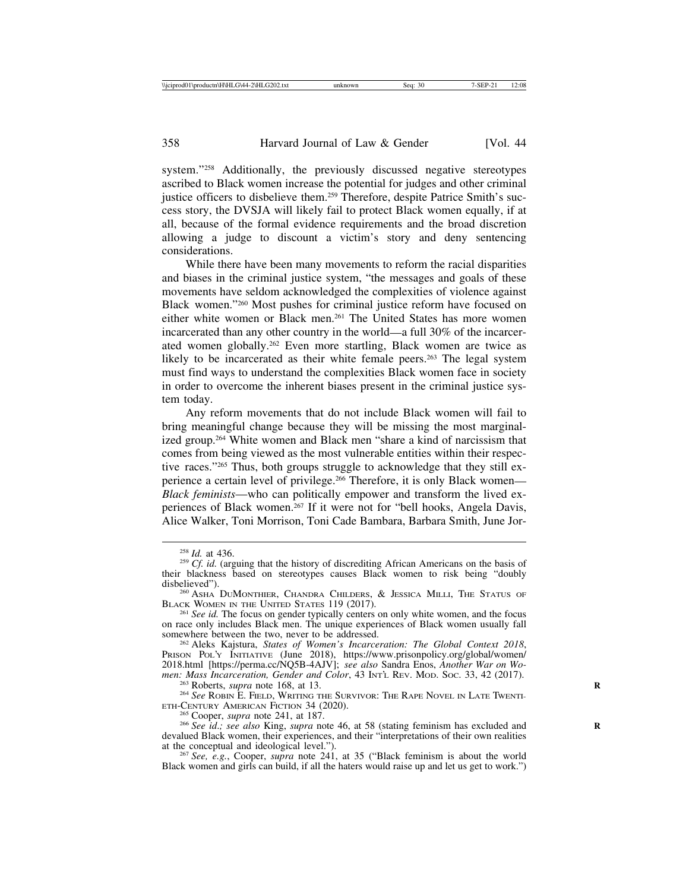system."[258] Additionally, the previously discussed negative stereotypes ascribed to Black women increase the potential for judges and other criminal justice officers to disbelieve them.[259] Therefore, despite Patrice Smith's success story, the DVSJA will likely fail to protect Black women equally, if at all, because of the formal evidence requirements and the broad discretion allowing a judge to discount a victim's story and deny sentencing considerations.

While there have been many movements to reform the racial disparities and biases in the criminal justice system, "the messages and goals of these movements have seldom acknowledged the complexities of violence against Black women."[260] Most pushes for criminal justice reform have focused on either white women or Black men.[261] The United States has more women incarcerated than any other country in the world—a full 30% of the incarcerated women globally.[262] Even more startling, Black women are twice as likely to be incarcerated as their white female peers.[263] The legal system must find ways to understand the complexities Black women face in society in order to overcome the inherent biases present in the criminal justice system today.

Any reform movements that do not include Black women will fail to bring meaningful change because they will be missing the most marginalized group.[264] White women and Black men "share a kind of narcissism that comes from being viewed as the most vulnerable entities within their respective races."[265] Thus, both groups struggle to acknowledge that they still experience a certain level of privilege.[266] Therefore, it is only Black women—*Black feminists*—who can politically empower and transform the lived experiences of Black women.[267] If it were not for "bell hooks, Angela Davis, Alice Walker, Toni Morrison, Toni Cade Bambara, Barbara Smith, June Jor-

---

[258] *Id.* at 436.

[259] *Cf. id.* (arguing that the history of discrediting African Americans on the basis of their blackness based on stereotypes causes Black women to risk being "doubly disbelieved").

[260] ASHA DUMONTHIER, CHANDRA CHILDERS, & JESSICA MILLI, THE STATUS OF BLACK WOMEN IN THE UNITED STATES 119 (2017).

[261] *See id.* The focus on gender typically centers on only white women, and the focus on race only includes Black men. The unique experiences of Black women usually fall somewhere between the two, never to be addressed.

[262] Aleks Kajstura, *States of Women's Incarceration: The Global Context 2018*, PRISON POL'Y INITIATIVE (June 2018), https://www.prisonpolicy.org/global/women/2018.html [https://perma.cc/NQ5B-4AJV]; *see also* Sandra Enos, *Another War on Women: Mass Incarceration, Gender and Color*, 43 INT'L REV. MOD. SOC. 33, 42 (2017).

[263] Roberts, *supra* note 168, at 13.

[264] *See* ROBIN E. FIELD, WRITING THE SURVIVOR: THE RAPE NOVEL IN LATE TWENTIETH-CENTURY AMERICAN FICTION 34 (2020).

[265] Cooper, *supra* note 241, at 187.

[266] *See id.; see also* King, *supra* note 46, at 58 (stating feminism has excluded and devalued Black women, their experiences, and their "interpretations of their own realities at the conceptual and ideological level.").

[267] *See, e.g.*, Cooper, *supra* note 241, at 35 ("Black feminism is about the world Black women and girls can build, if all the haters would raise up and let us get to work.")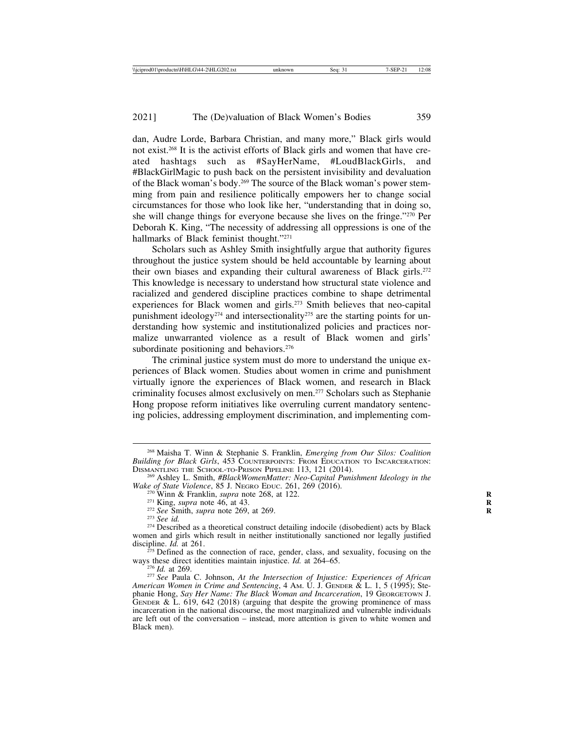dan, Audre Lorde, Barbara Christian, and many more," Black girls would not exist.[268] It is the activist efforts of Black girls and women that have created hashtags such as #SayHerName, #LoudBlackGirls, and #BlackGirlMagic to push back on the persistent invisibility and devaluation of the Black woman's body.[269] The source of the Black woman's power stemming from pain and resilience politically empowers her to change social circumstances for those who look like her, "understanding that in doing so, she will change things for everyone because she lives on the fringe."[270] Per Deborah K. King, "The necessity of addressing all oppressions is one of the hallmarks of Black feminist thought."[271]

Scholars such as Ashley Smith insightfully argue that authority figures throughout the justice system should be held accountable by learning about their own biases and expanding their cultural awareness of Black girls.[272] This knowledge is necessary to understand how structural state violence and racialized and gendered discipline practices combine to shape detrimental experiences for Black women and girls.[273] Smith believes that neo-capital punishment ideology[274] and intersectionality[275] are the starting points for understanding how systemic and institutionalized policies and practices normalize unwarranted violence as a result of Black women and girls' subordinate positioning and behaviors.[276]

The criminal justice system must do more to understand the unique experiences of Black women. Studies about women in crime and punishment virtually ignore the experiences of Black women, and research in Black criminality focuses almost exclusively on men.[277] Scholars such as Stephanie Hong propose reform initiatives like overruling current mandatory sentencing policies, addressing employment discrimination, and implementing com-

---

[268] Maisha T. Winn & Stephanie S. Franklin, *Emerging from Our Silos: Coalition Building for Black Girls*, 453 COUNTERPOINTS: FROM EDUCATION TO INCARCERATION: DISMANTLING THE SCHOOL-TO-PRISON PIPELINE 113, 121 (2014).

[269] Ashley L. Smith, *#BlackWomenMatter: Neo-Capital Punishment Ideology in the Wake of State Violence*, 85 J. NEGRO EDUC. 261, 269 (2016).

[270] Winn & Franklin, *supra* note 268, at 122.

[271] King, *supra* note 46, at 43.

[272] *See* Smith, *supra* note 269, at 269.

[273] *See id.*

[274] Described as a theoretical construct detailing indocile (disobedient) acts by Black women and girls which result in neither institutionally sanctioned nor legally justified discipline. *Id.* at 261.

[275] Defined as the connection of race, gender, class, and sexuality, focusing on the ways these direct identities maintain injustice. *Id.* at 264–65.

[276] *Id.* at 269.

[277] *See* Paula C. Johnson, *At the Intersection of Injustice: Experiences of African American Women in Crime and Sentencing*, 4 AM. U. J. GENDER & L. 1, 5 (1995); Stephanie Hong, *Say Her Name: The Black Woman and Incarceration*, 19 GEORGETOWN J. GENDER & L. 619, 642 (2018) (arguing that despite the growing prominence of mass incarceration in the national discourse, the most marginalized and vulnerable individuals are left out of the conversation – instead, more attention is given to white women and Black men).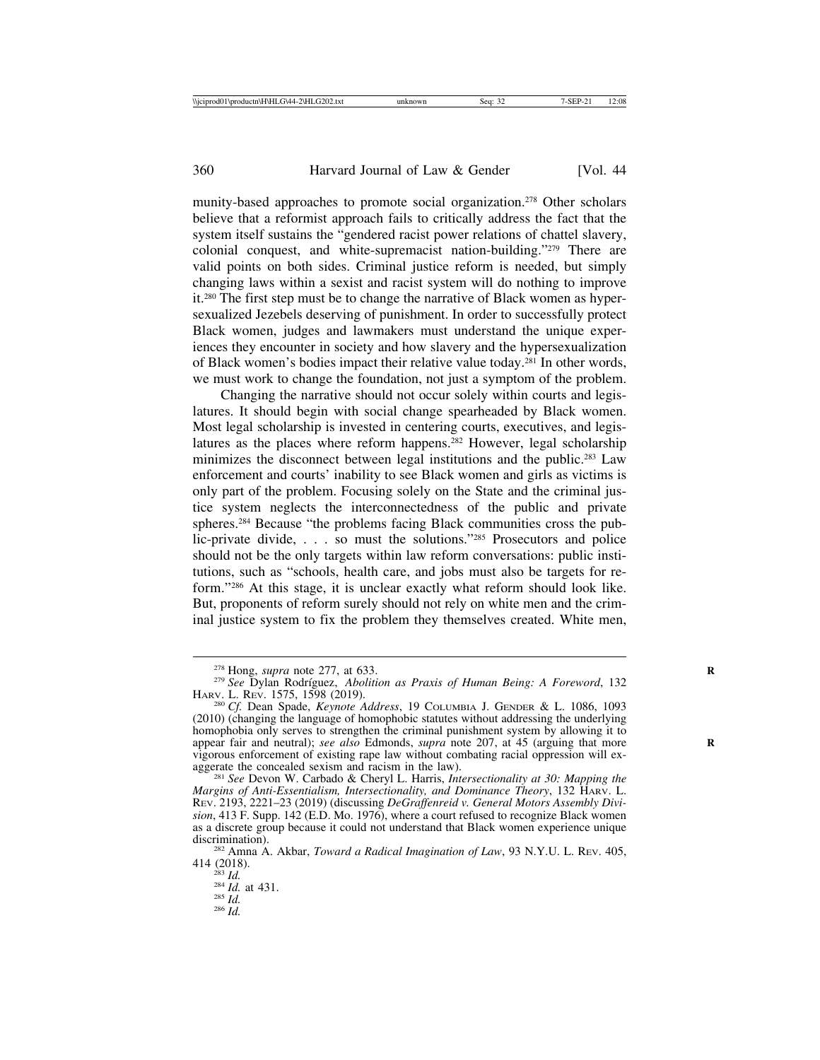munity-based approaches to promote social organization.[278] Other scholars believe that a reformist approach fails to critically address the fact that the system itself sustains the "gendered racist power relations of chattel slavery, colonial conquest, and white-supremacist nation-building."[279] There are valid points on both sides. Criminal justice reform is needed, but simply changing laws within a sexist and racist system will do nothing to improve it.[280] The first step must be to change the narrative of Black women as hypersexualized Jezebels deserving of punishment. In order to successfully protect Black women, judges and lawmakers must understand the unique experiences they encounter in society and how slavery and the hypersexualization of Black women's bodies impact their relative value today.[281] In other words, we must work to change the foundation, not just a symptom of the problem.

Changing the narrative should not occur solely within courts and legislatures. It should begin with social change spearheaded by Black women. Most legal scholarship is invested in centering courts, executives, and legislatures as the places where reform happens.[282] However, legal scholarship minimizes the disconnect between legal institutions and the public.[283] Law enforcement and courts' inability to see Black women and girls as victims is only part of the problem. Focusing solely on the State and the criminal justice system neglects the interconnectedness of the public and private spheres.[284] Because "the problems facing Black communities cross the public-private divide, . . . so must the solutions."[285] Prosecutors and police should not be the only targets within law reform conversations: public institutions, such as "schools, health care, and jobs must also be targets for reform."[286] At this stage, it is unclear exactly what reform should look like. But, proponents of reform surely should not rely on white men and the criminal justice system to fix the problem they themselves created. White men,

---

[278] Hong, *supra* note 277, at 633.

[279] *See* Dylan Rodríguez, *Abolition as Praxis of Human Being: A Foreword*, 132 Harv. L. Rev. 1575, 1598 (2019).

[280] *Cf.* Dean Spade, *Keynote Address*, 19 Columbia J. Gender & L. 1086, 1093 (2010) (changing the language of homophobic statutes without addressing the underlying homophobia only serves to strengthen the criminal punishment system by allowing it to appear fair and neutral); *see also* Edmonds, *supra* note 207, at 45 (arguing that more vigorous enforcement of existing rape law without combating racial oppression will exaggerate the concealed sexism and racism in the law).

[281] *See* Devon W. Carbado & Cheryl L. Harris, *Intersectionality at 30: Mapping the Margins of Anti-Essentialism, Intersectionality, and Dominance Theory*, 132 Harv. L. Rev. 2193, 2221–23 (2019) (discussing *DeGraffenreid v. General Motors Assembly Division*, 413 F. Supp. 142 (E.D. Mo. 1976), where a court refused to recognize Black women as a discrete group because it could not understand that Black women experience unique discrimination).

[282] Amna A. Akbar, *Toward a Radical Imagination of Law*, 93 N.Y.U. L. Rev. 405, 414 (2018).

[283] *Id.*

[284] *Id.* at 431.

[285] *Id.*

[286] *Id.*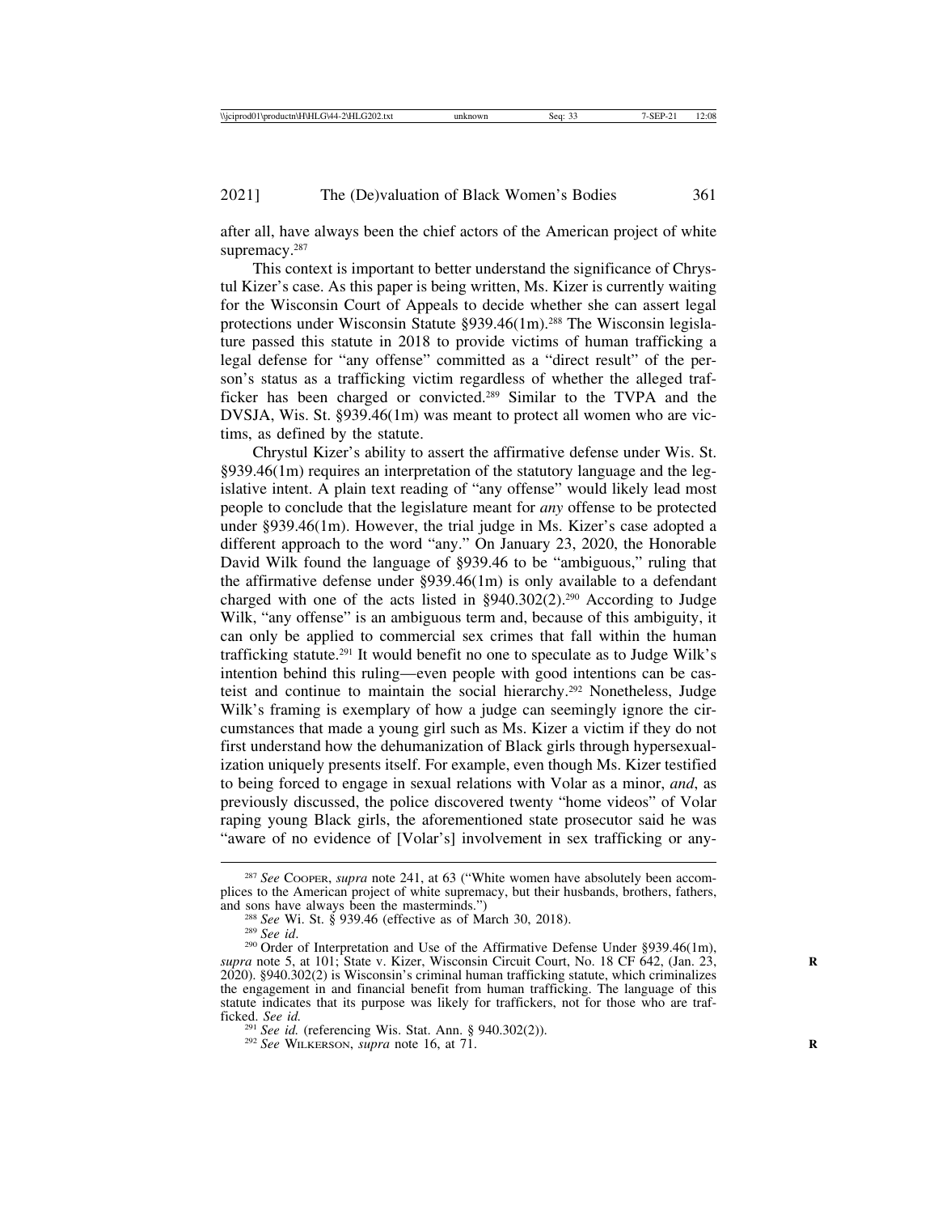after all, have always been the chief actors of the American project of white supremacy.[287]

This context is important to better understand the significance of Chrystul Kizer's case. As this paper is being written, Ms. Kizer is currently waiting for the Wisconsin Court of Appeals to decide whether she can assert legal protections under Wisconsin Statute §939.46(1m).[288] The Wisconsin legislature passed this statute in 2018 to provide victims of human trafficking a legal defense for "any offense" committed as a "direct result" of the person's status as a trafficking victim regardless of whether the alleged trafficker has been charged or convicted.[289] Similar to the TVPA and the DVSJA, Wis. St. §939.46(1m) was meant to protect all women who are victims, as defined by the statute.

Chrystul Kizer's ability to assert the affirmative defense under Wis. St. §939.46(1m) requires an interpretation of the statutory language and the legislative intent. A plain text reading of "any offense" would likely lead most people to conclude that the legislature meant for *any* offense to be protected under §939.46(1m). However, the trial judge in Ms. Kizer's case adopted a different approach to the word "any." On January 23, 2020, the Honorable David Wilk found the language of §939.46 to be "ambiguous," ruling that the affirmative defense under §939.46(1m) is only available to a defendant charged with one of the acts listed in §940.302(2).[290] According to Judge Wilk, "any offense" is an ambiguous term and, because of this ambiguity, it can only be applied to commercial sex crimes that fall within the human trafficking statute.[291] It would benefit no one to speculate as to Judge Wilk's intention behind this ruling—even people with good intentions can be casteist and continue to maintain the social hierarchy.[292] Nonetheless, Judge Wilk's framing is exemplary of how a judge can seemingly ignore the circumstances that made a young girl such as Ms. Kizer a victim if they do not first understand how the dehumanization of Black girls through hypersexualization uniquely presents itself. For example, even though Ms. Kizer testified to being forced to engage in sexual relations with Volar as a minor, *and*, as previously discussed, the police discovered twenty "home videos" of Volar raping young Black girls, the aforementioned state prosecutor said he was "aware of no evidence of [Volar's] involvement in sex trafficking or any-

---

[287] *See* Cooper, *supra* note 241, at 63 ("White women have absolutely been accomplices to the American project of white supremacy, but their husbands, brothers, fathers, and sons have always been the masterminds.")

[288] *See* Wi. St. § 939.46 (effective as of March 30, 2018).

[289] *See id.*

[290] Order of Interpretation and Use of the Affirmative Defense Under §939.46(1m), *supra* note 5, at 101; State v. Kizer, Wisconsin Circuit Court, No. 18 CF 642, (Jan. 23, 2020). §940.302(2) is Wisconsin's criminal human trafficking statute, which criminalizes the engagement in and financial benefit from human trafficking. The language of this statute indicates that its purpose was likely for traffickers, not for those who are trafficked. *See id.*

[291] *See id.* (referencing Wis. Stat. Ann. § 940.302(2)).

[292] *See* Wilkerson, *supra* note 16, at 71.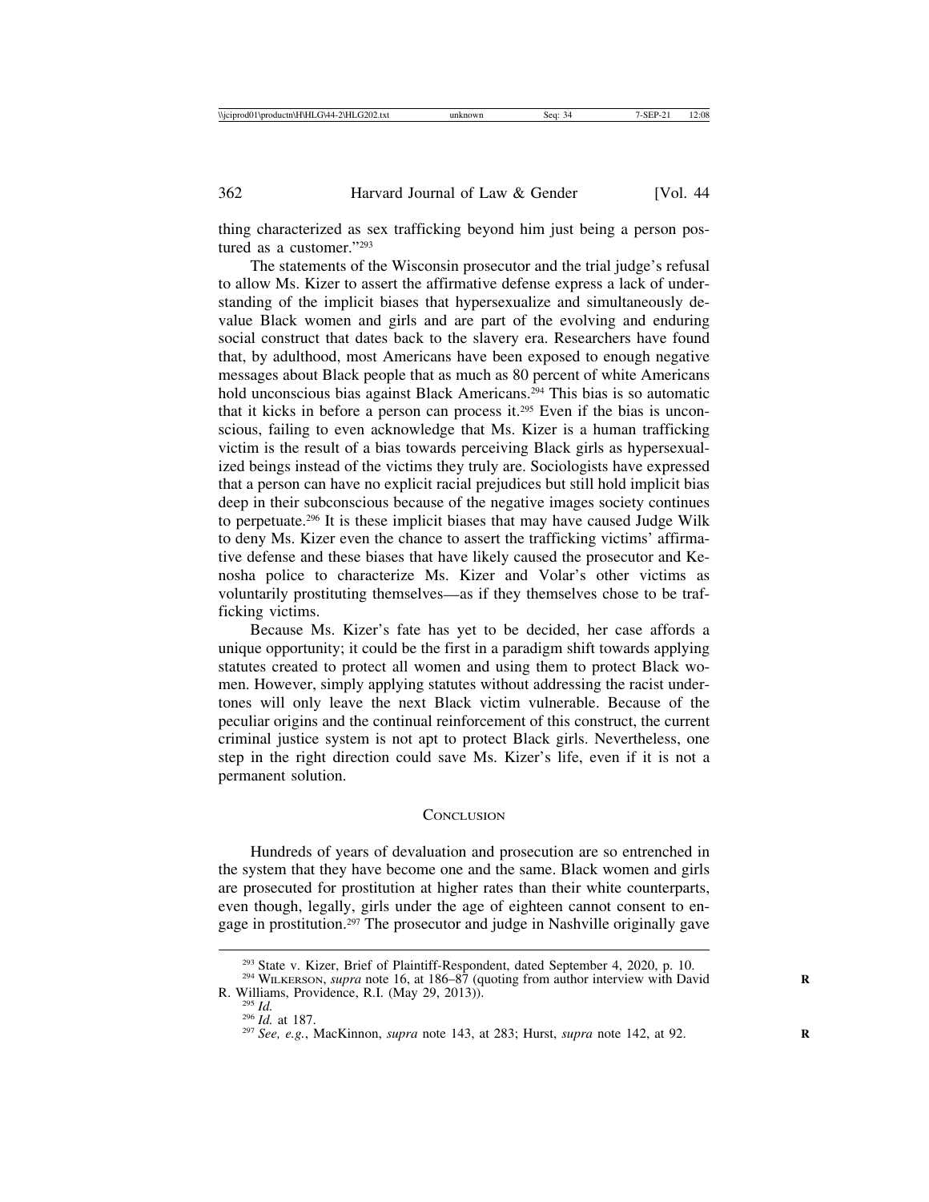thing characterized as sex trafficking beyond him just being a person postured as a customer."[293]

The statements of the Wisconsin prosecutor and the trial judge's refusal to allow Ms. Kizer to assert the affirmative defense express a lack of understanding of the implicit biases that hypersexualize and simultaneously devalue Black women and girls and are part of the evolving and enduring social construct that dates back to the slavery era. Researchers have found that, by adulthood, most Americans have been exposed to enough negative messages about Black people that as much as 80 percent of white Americans hold unconscious bias against Black Americans.[294] This bias is so automatic that it kicks in before a person can process it.[295] Even if the bias is unconscious, failing to even acknowledge that Ms. Kizer is a human trafficking victim is the result of a bias towards perceiving Black girls as hypersexualized beings instead of the victims they truly are. Sociologists have expressed that a person can have no explicit racial prejudices but still hold implicit bias deep in their subconscious because of the negative images society continues to perpetuate.[296] It is these implicit biases that may have caused Judge Wilk to deny Ms. Kizer even the chance to assert the trafficking victims' affirmative defense and these biases that have likely caused the prosecutor and Kenosha police to characterize Ms. Kizer and Volar's other victims as voluntarily prostituting themselves—as if they themselves chose to be trafficking victims.

Because Ms. Kizer's fate has yet to be decided, her case affords a unique opportunity; it could be the first in a paradigm shift towards applying statutes created to protect all women and using them to protect Black women. However, simply applying statutes without addressing the racist undertones will only leave the next Black victim vulnerable. Because of the peculiar origins and the continual reinforcement of this construct, the current criminal justice system is not apt to protect Black girls. Nevertheless, one step in the right direction could save Ms. Kizer's life, even if it is not a permanent solution.

## Conclusion

Hundreds of years of devaluation and prosecution are so entrenched in the system that they have become one and the same. Black women and girls are prosecuted for prostitution at higher rates than their white counterparts, even though, legally, girls under the age of eighteen cannot consent to engage in prostitution.[297] The prosecutor and judge in Nashville originally gave

---

[293] State v. Kizer, Brief of Plaintiff-Respondent, dated September 4, 2020, p. 10.

[294] Wilkerson, *supra* note 16, at 186–87 (quoting from author interview with David R. Williams, Providence, R.I. (May 29, 2013)).

[295] *Id.*

[296] *Id.* at 187.

[297] *See, e.g.*, MacKinnon, *supra* note 143, at 283; Hurst, *supra* note 142, at 92.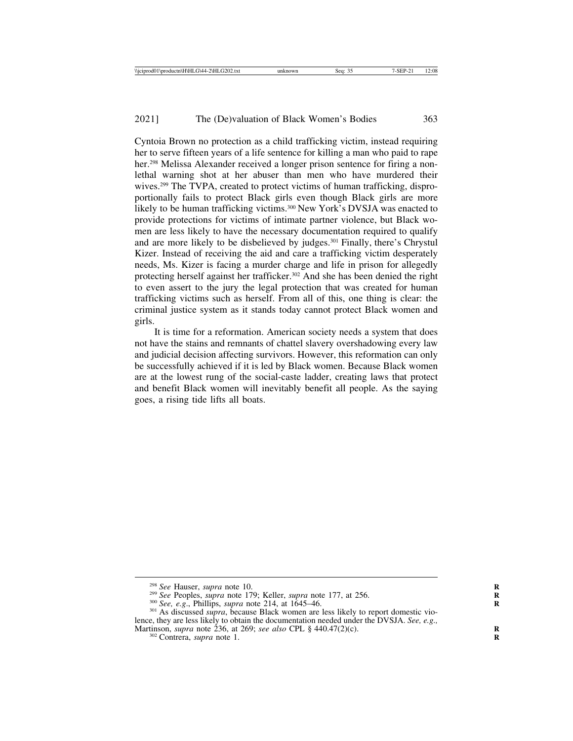Cyntoia Brown no protection as a child trafficking victim, instead requiring her to serve fifteen years of a life sentence for killing a man who paid to rape her.[298] Melissa Alexander received a longer prison sentence for firing a non-lethal warning shot at her abuser than men who have murdered their wives.[299] The TVPA, created to protect victims of human trafficking, disproportionally fails to protect Black girls even though Black girls are more likely to be human trafficking victims.[300] New York's DVSJA was enacted to provide protections for victims of intimate partner violence, but Black women are less likely to have the necessary documentation required to qualify and are more likely to be disbelieved by judges.[301] Finally, there's Chrystul Kizer. Instead of receiving the aid and care a trafficking victim desperately needs, Ms. Kizer is facing a murder charge and life in prison for allegedly protecting herself against her trafficker.[302] And she has been denied the right to even assert to the jury the legal protection that was created for human trafficking victims such as herself. From all of this, one thing is clear: the criminal justice system as it stands today cannot protect Black women and girls.

It is time for a reformation. American society needs a system that does not have the stains and remnants of chattel slavery overshadowing every law and judicial decision affecting survivors. However, this reformation can only be successfully achieved if it is led by Black women. Because Black women are at the lowest rung of the social-caste ladder, creating laws that protect and benefit Black women will inevitably benefit all people. As the saying goes, a rising tide lifts all boats.

---

[298] *See* Hauser, *supra* note 10.

[299] *See* Peoples, *supra* note 179; Keller, *supra* note 177, at 256.

[300] *See, e.g.*, Phillips, *supra* note 214, at 1645–46.

[301] As discussed *supra*, because Black women are less likely to report domestic violence, they are less likely to obtain the documentation needed under the DVSJA. *See, e.g.,* Martinson, *supra* note 236, at 269; *see also* CPL § 440.47(2)(c).

[302] Contrera, *supra* note 1.